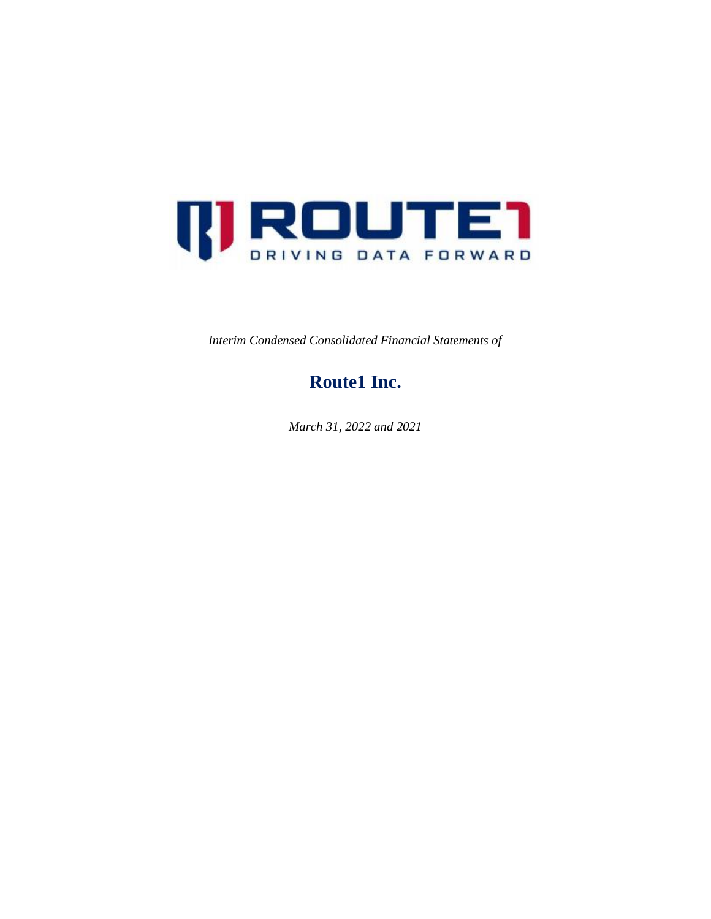ROUTE1

DRIVING DATA FORWARD

*Interim Condensed Consolidated Financial Statements of*

# Route1 Inc.

*March 31, 2022 and 2021*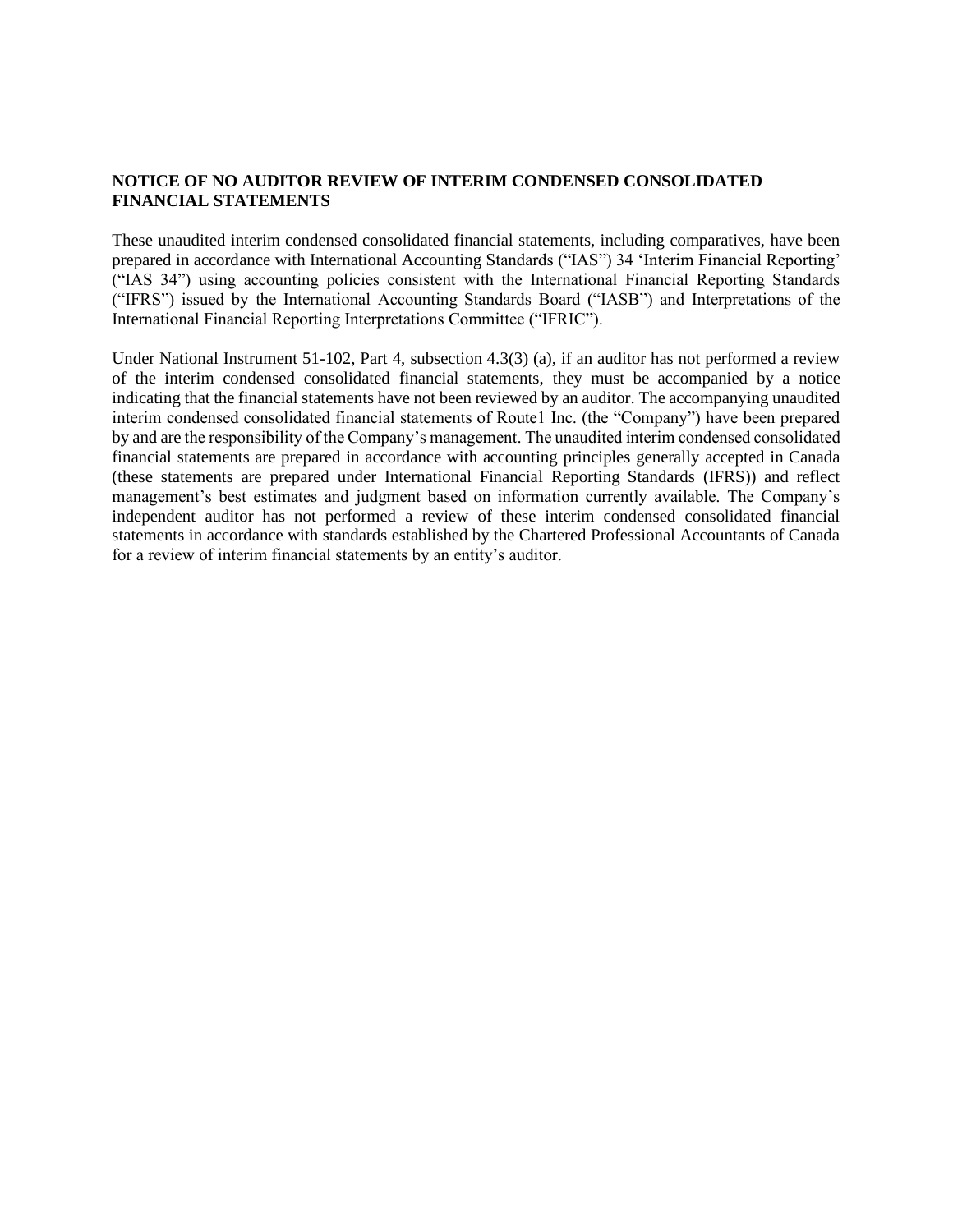**NOTICE OF NO AUDITOR REVIEW OF INTERIM CONDENSED CONSOLIDATED FINANCIAL STATEMENTS**

These unaudited interim condensed consolidated financial statements, including comparatives, have been prepared in accordance with International Accounting Standards ("IAS") 34 'Interim Financial Reporting' ("IAS 34") using accounting policies consistent with the International Financial Reporting Standards ("IFRS") issued by the International Accounting Standards Board ("IASB") and Interpretations of the International Financial Reporting Interpretations Committee ("IFRIC").

Under National Instrument 51-102, Part 4, subsection 4.3(3) (a), if an auditor has not performed a review of the interim condensed consolidated financial statements, they must be accompanied by a notice indicating that the financial statements have not been reviewed by an auditor. The accompanying unaudited interim condensed consolidated financial statements of Route1 Inc. (the "Company") have been prepared by and are the responsibility of the Company's management. The unaudited interim condensed consolidated financial statements are prepared in accordance with accounting principles generally accepted in Canada (these statements are prepared under International Financial Reporting Standards (IFRS)) and reflect management's best estimates and judgment based on information currently available. The Company's independent auditor has not performed a review of these interim condensed consolidated financial statements in accordance with standards established by the Chartered Professional Accountants of Canada for a review of interim financial statements by an entity's auditor.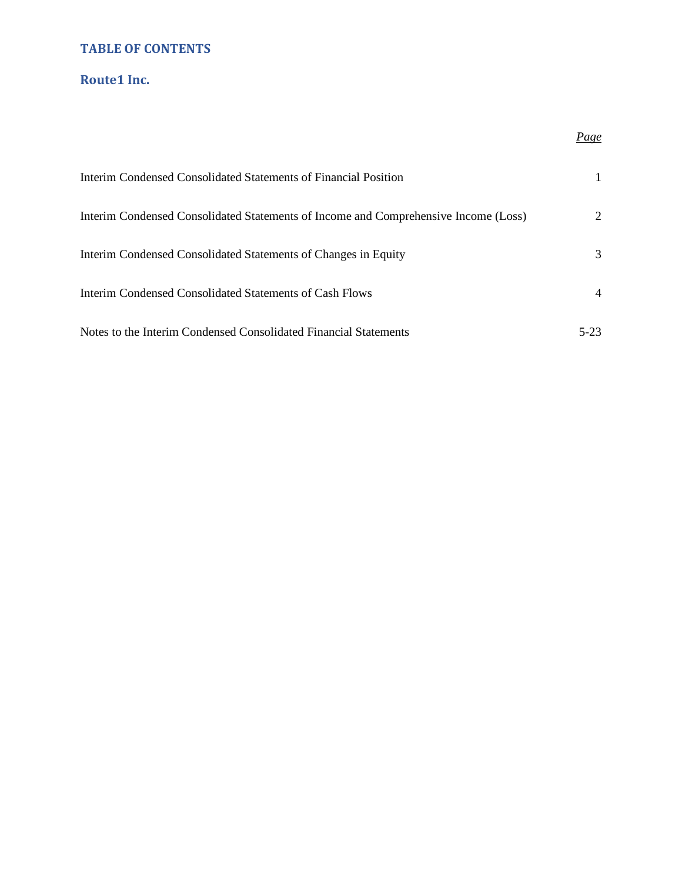## TABLE OF CONTENTS

## Route1 Inc.

| | *Page* |
|---|---|
| Interim Condensed Consolidated Statements of Financial Position | 1 |
| Interim Condensed Consolidated Statements of Income and Comprehensive Income (Loss) | 2 |
| Interim Condensed Consolidated Statements of Changes in Equity | 3 |
| Interim Condensed Consolidated Statements of Cash Flows | 4 |
| Notes to the Interim Condensed Consolidated Financial Statements | 5-23 |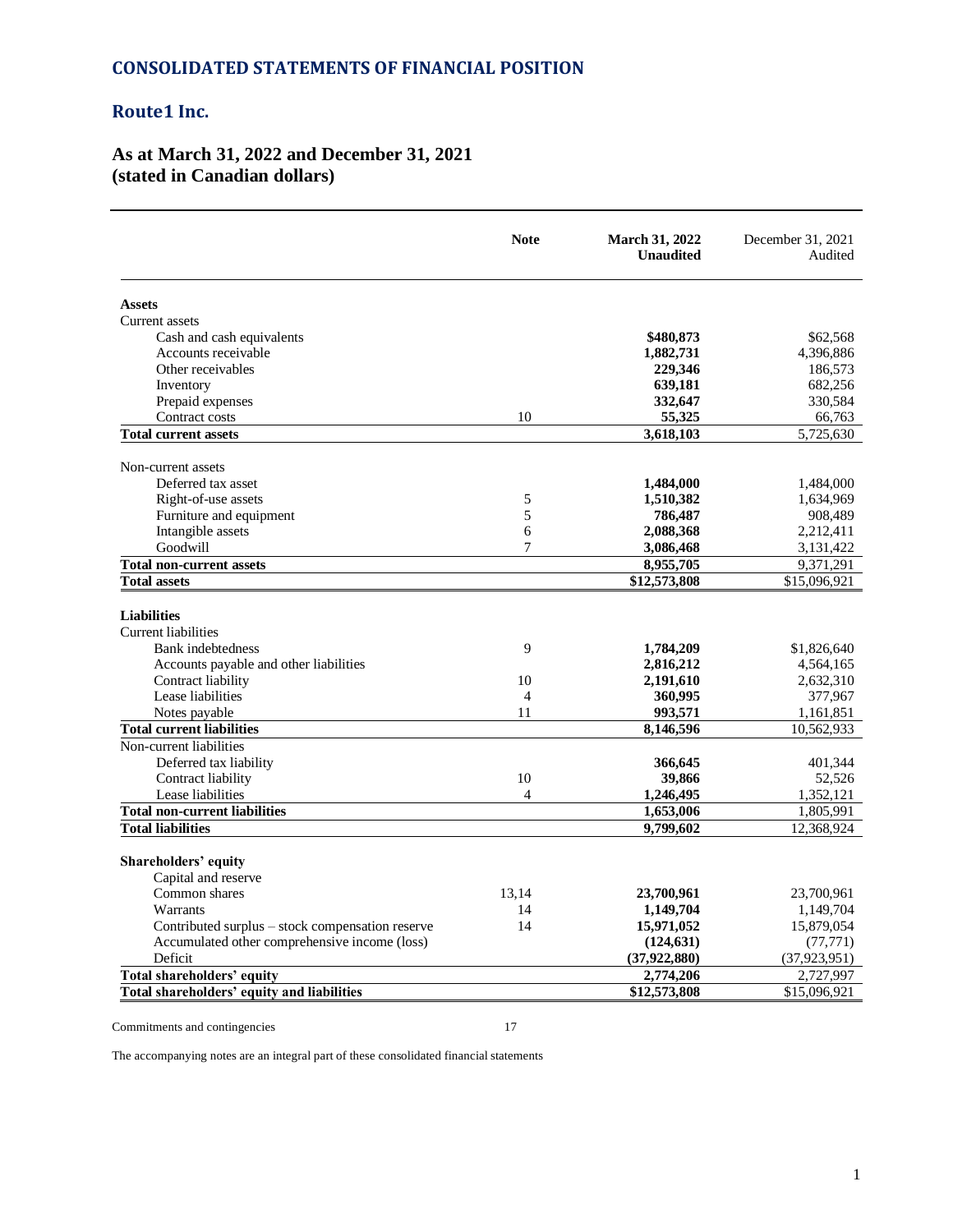# CONSOLIDATED STATEMENTS OF FINANCIAL POSITION

## Route1 Inc.

### As at March 31, 2022 and December 31, 2021
### (stated in Canadian dollars)

| | Note | March 31, 2022 Unaudited | December 31, 2021 Audited |
|---|---|---|---|
| **Assets** | | | |
| Current assets | | | |
| Cash and cash equivalents | | **\$480,873** | \$62,568 |
| Accounts receivable | | **1,882,731** | 4,396,886 |
| Other receivables | | **229,346** | 186,573 |
| Inventory | | **639,181** | 682,256 |
| Prepaid expenses | | **332,647** | 330,584 |
| Contract costs | 10 | **55,325** | 66,763 |
| **Total current assets** | | **3,618,103** | 5,725,630 |
| Non-current assets | | | |
| Deferred tax asset | | **1,484,000** | 1,484,000 |
| Right-of-use assets | 5 | **1,510,382** | 1,634,969 |
| Furniture and equipment | 5 | **786,487** | 908,489 |
| Intangible assets | 6 | **2,088,368** | 2,212,411 |
| Goodwill | 7 | **3,086,468** | 3,131,422 |
| **Total non-current assets** | | **8,955,705** | 9,371,291 |
| **Total assets** | | **\$12,573,808** | \$15,096,921 |
| **Liabilities** | | | |
| Current liabilities | | | |
| Bank indebtedness | 9 | **1,784,209** | \$1,826,640 |
| Accounts payable and other liabilities | | **2,816,212** | 4,564,165 |
| Contract liability | 10 | **2,191,610** | 2,632,310 |
| Lease liabilities | 4 | **360,995** | 377,967 |
| Notes payable | 11 | **993,571** | 1,161,851 |
| **Total current liabilities** | | **8,146,596** | 10,562,933 |
| Non-current liabilities | | | |
| Deferred tax liability | | **366,645** | 401,344 |
| Contract liability | 10 | **39,866** | 52,526 |
| Lease liabilities | 4 | **1,246,495** | 1,352,121 |
| **Total non-current liabilities** | | **1,653,006** | 1,805,991 |
| **Total liabilities** | | **9,799,602** | 12,368,924 |
| **Shareholders' equity** | | | |
| Capital and reserve | | | |
| Common shares | 13,14 | **23,700,961** | 23,700,961 |
| Warrants | 14 | **1,149,704** | 1,149,704 |
| Contributed surplus – stock compensation reserve | 14 | **15,971,052** | 15,879,054 |
| Accumulated other comprehensive income (loss) | | **(124,631)** | (77,771) |
| Deficit | | **(37,922,880)** | (37,923,951) |
| **Total shareholders' equity** | | **2,774,206** | 2,727,997 |
| **Total shareholders' equity and liabilities** | | **\$12,573,808** | \$15,096,921 |

Commitments and contingencies 17

The accompanying notes are an integral part of these consolidated financial statements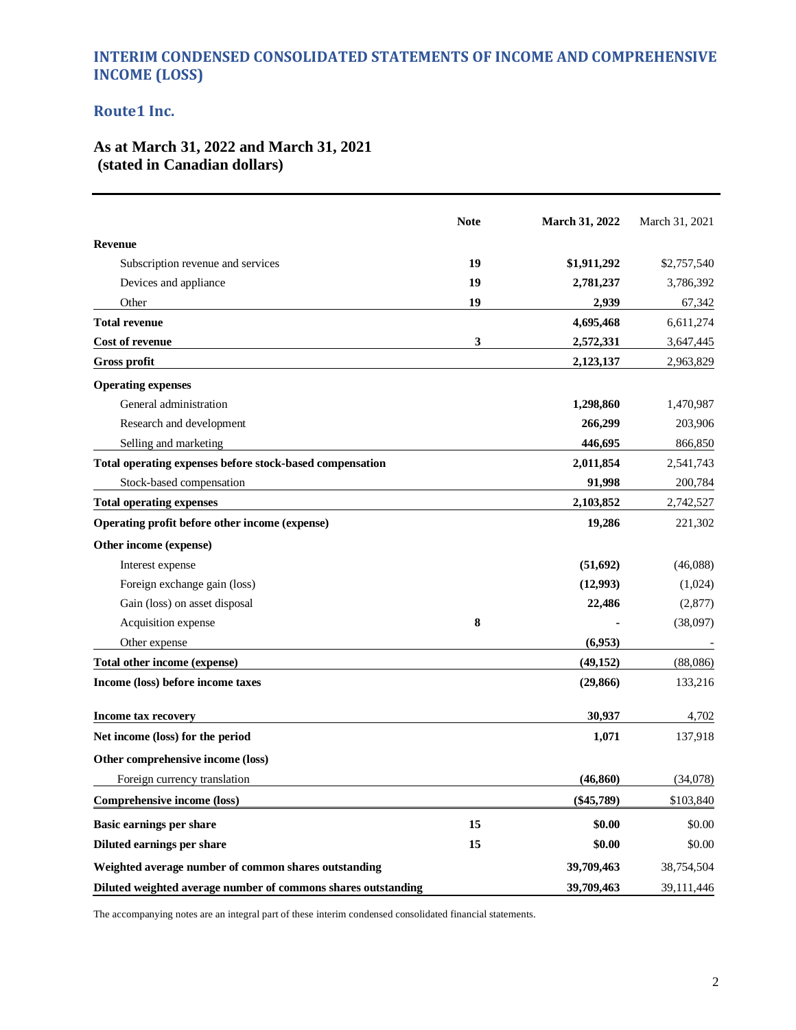## INTERIM CONDENSED CONSOLIDATED STATEMENTS OF INCOME AND COMPREHENSIVE INCOME (LOSS)

## Route1 Inc.

### As at March 31, 2022 and March 31, 2021
### (stated in Canadian dollars)

| | Note | March 31, 2022 | March 31, 2021 |
|---|---|---|---|
| **Revenue** | | | |
| Subscription revenue and services | **19** | **$1,911,292** | $2,757,540 |
| Devices and appliance | **19** | **2,781,237** | 3,786,392 |
| Other | **19** | **2,939** | 67,342 |
| **Total revenue** | | **4,695,468** | 6,611,274 |
| **Cost of revenue** | **3** | **2,572,331** | 3,647,445 |
| **Gross profit** | | **2,123,137** | 2,963,829 |
| **Operating expenses** | | | |
| General administration | | **1,298,860** | 1,470,987 |
| Research and development | | **266,299** | 203,906 |
| Selling and marketing | | **446,695** | 866,850 |
| **Total operating expenses before stock-based compensation** | | **2,011,854** | 2,541,743 |
| Stock-based compensation | | **91,998** | 200,784 |
| **Total operating expenses** | | **2,103,852** | 2,742,527 |
| **Operating profit before other income (expense)** | | **19,286** | 221,302 |
| **Other income (expense)** | | | |
| Interest expense | | **(51,692)** | (46,088) |
| Foreign exchange gain (loss) | | **(12,993)** | (1,024) |
| Gain (loss) on asset disposal | | **22,486** | (2,877) |
| Acquisition expense | **8** | **-** | (38,097) |
| Other expense | | **(6,953)** | - |
| **Total other income (expense)** | | **(49,152)** | (88,086) |
| **Income (loss) before income taxes** | | **(29,866)** | 133,216 |
| **Income tax recovery** | | **30,937** | 4,702 |
| **Net income (loss) for the period** | | **1,071** | 137,918 |
| **Other comprehensive income (loss)** | | | |
| Foreign currency translation | | **(46,860)** | (34,078) |
| **Comprehensive income (loss)** | | **($45,789)** | $103,840 |
| **Basic earnings per share** | **15** | **$0.00** | $0.00 |
| **Diluted earnings per share** | **15** | **$0.00** | $0.00 |
| **Weighted average number of common shares outstanding** | | **39,709,463** | 38,754,504 |
| **Diluted weighted average number of commons shares outstanding** | | **39,709,463** | 39,111,446 |

The accompanying notes are an integral part of these interim condensed consolidated financial statements.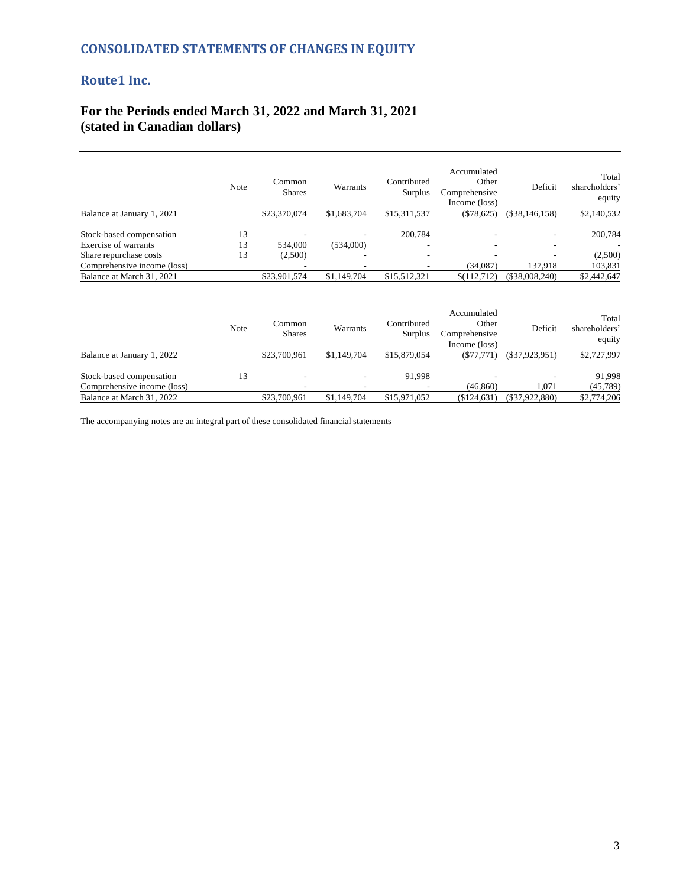## CONSOLIDATED STATEMENTS OF CHANGES IN EQUITY

## Route1 Inc.

### For the Periods ended March 31, 2022 and March 31, 2021
### (stated in Canadian dollars)

| | Note | Common Shares | Warrants | Contributed Surplus | Accumulated Other Comprehensive Income (loss) | Deficit | Total shareholders' equity |
|---|---|---|---|---|---|---|---|
| Balance at January 1, 2021 | | $23,370,074 | $1,683,704 | $15,311,537 | ($78,625) | ($38,146,158) | $2,140,532 |
| Stock-based compensation | 13 | - | - | 200,784 | - | - | 200,784 |
| Exercise of warrants | 13 | 534,000 | (534,000) | - | - | - | - |
| Share repurchase costs | 13 | (2,500) | - | - | - | - | (2,500) |
| Comprehensive income (loss) | | - | - | - | (34,087) | 137,918 | 103,831 |
| Balance at March 31, 2021 | | $23,901,574 | $1,149,704 | $15,512,321 | $(112,712) | ($38,008,240) | $2,442,647 |

| | Note | Common Shares | Warrants | Contributed Surplus | Accumulated Other Comprehensive Income (loss) | Deficit | Total shareholders' equity |
|---|---|---|---|---|---|---|---|
| Balance at January 1, 2022 | | $23,700,961 | $1,149,704 | $15,879,054 | ($77,771) | ($37,923,951) | $2,727,997 |
| Stock-based compensation | 13 | - | - | 91,998 | - | - | 91,998 |
| Comprehensive income (loss) | | - | - | - | (46,860) | 1,071 | (45,789) |
| Balance at March 31, 2022 | | $23,700,961 | $1,149,704 | $15,971,052 | ($124,631) | ($37,922,880) | $2,774,206 |

The accompanying notes are an integral part of these consolidated financial statements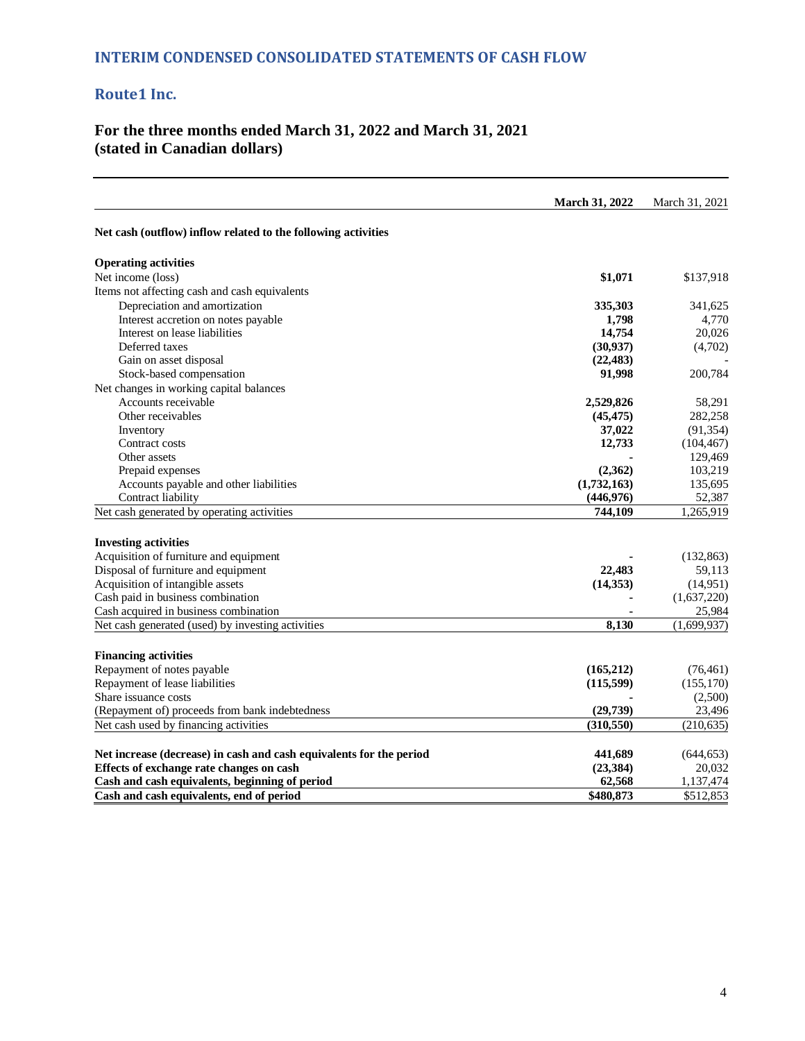## INTERIM CONDENSED CONSOLIDATED STATEMENTS OF CASH FLOW

## Route1 Inc.

### For the three months ended March 31, 2022 and March 31, 2021 (stated in Canadian dollars)

| | **March 31, 2022** | March 31, 2021 |
|---|---|---|
| **Net cash (outflow) inflow related to the following activities** | | |
| **Operating activities** | | |
| Net income (loss) | **$1,071** | $137,918 |
| Items not affecting cash and cash equivalents | | |
| Depreciation and amortization | **335,303** | 341,625 |
| Interest accretion on notes payable | **1,798** | 4,770 |
| Interest on lease liabilities | **14,754** | 20,026 |
| Deferred taxes | **(30,937)** | (4,702) |
| Gain on asset disposal | **(22,483)** | - |
| Stock-based compensation | **91,998** | 200,784 |
| Net changes in working capital balances | | |
| Accounts receivable | **2,529,826** | 58,291 |
| Other receivables | **(45,475)** | 282,258 |
| Inventory | **37,022** | (91,354) |
| Contract costs | **12,733** | (104,467) |
| Other assets | **-** | 129,469 |
| Prepaid expenses | **(2,362)** | 103,219 |
| Accounts payable and other liabilities | **(1,732,163)** | 135,695 |
| Contract liability | **(446,976)** | 52,387 |
| Net cash generated by operating activities | **744,109** | 1,265,919 |
| **Investing activities** | | |
| Acquisition of furniture and equipment | **-** | (132,863) |
| Disposal of furniture and equipment | **22,483** | 59,113 |
| Acquisition of intangible assets | **(14,353)** | (14,951) |
| Cash paid in business combination | **-** | (1,637,220) |
| Cash acquired in business combination | **-** | 25,984 |
| Net cash generated (used) by investing activities | **8,130** | (1,699,937) |
| **Financing activities** | | |
| Repayment of notes payable | **(165,212)** | (76,461) |
| Repayment of lease liabilities | **(115,599)** | (155,170) |
| Share issuance costs | **-** | (2,500) |
| (Repayment of) proceeds from bank indebtedness | **(29,739)** | 23,496 |
| Net cash used by financing activities | **(310,550)** | (210,635) |
| **Net increase (decrease) in cash and cash equivalents for the period** | **441,689** | (644,653) |
| **Effects of exchange rate changes on cash** | **(23,384)** | 20,032 |
| **Cash and cash equivalents, beginning of period** | **62,568** | 1,137,474 |
| **Cash and cash equivalents, end of period** | **$480,873** | $512,853 |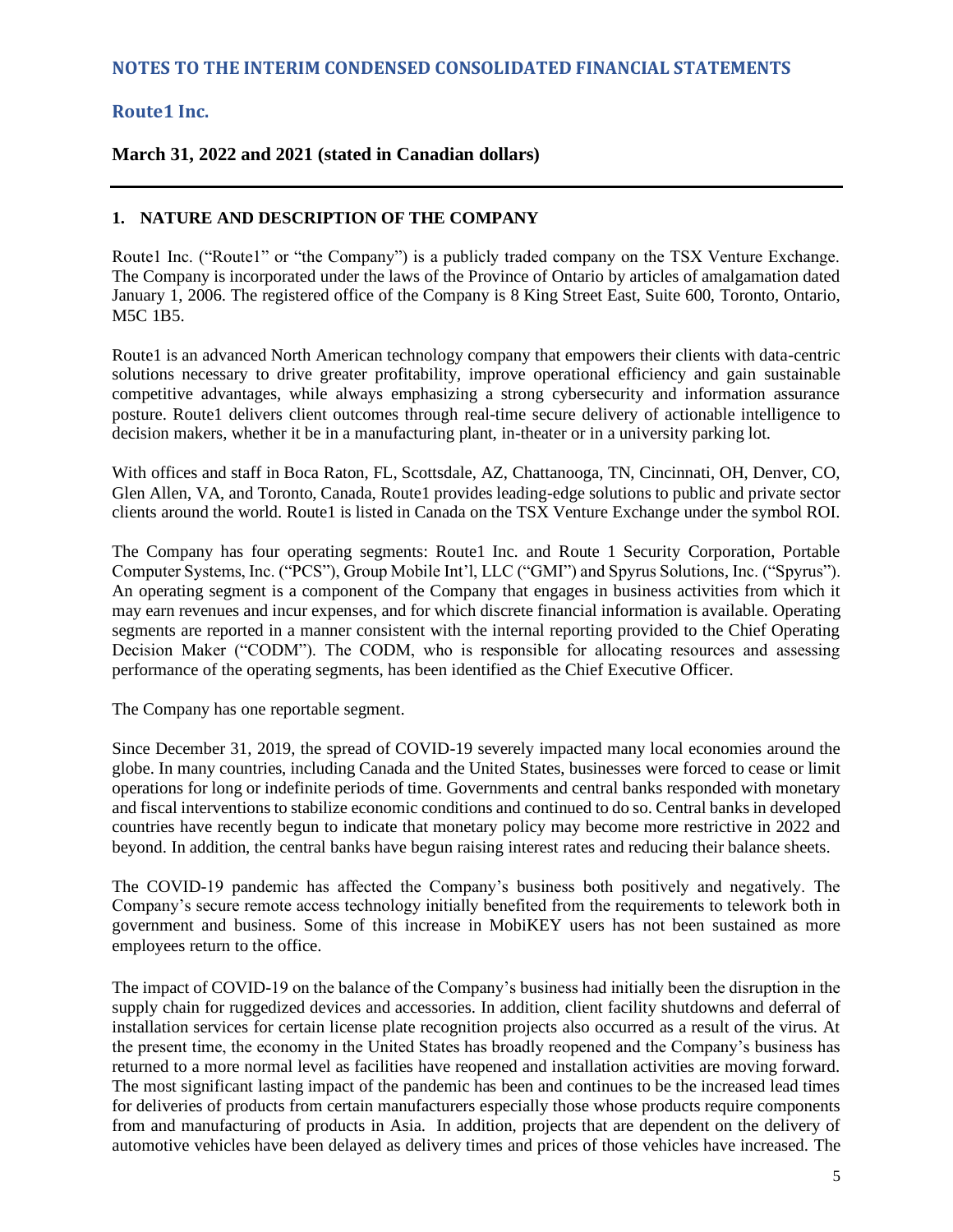# NOTES TO THE INTERIM CONDENSED CONSOLIDATED FINANCIAL STATEMENTS

## Route1 Inc.

### March 31, 2022 and 2021 (stated in Canadian dollars)

---

**1. NATURE AND DESCRIPTION OF THE COMPANY**

Route1 Inc. ("Route1" or "the Company") is a publicly traded company on the TSX Venture Exchange. The Company is incorporated under the laws of the Province of Ontario by articles of amalgamation dated January 1, 2006. The registered office of the Company is 8 King Street East, Suite 600, Toronto, Ontario, M5C 1B5.

Route1 is an advanced North American technology company that empowers their clients with data-centric solutions necessary to drive greater profitability, improve operational efficiency and gain sustainable competitive advantages, while always emphasizing a strong cybersecurity and information assurance posture. Route1 delivers client outcomes through real-time secure delivery of actionable intelligence to decision makers, whether it be in a manufacturing plant, in-theater or in a university parking lot.

With offices and staff in Boca Raton, FL, Scottsdale, AZ, Chattanooga, TN, Cincinnati, OH, Denver, CO, Glen Allen, VA, and Toronto, Canada, Route1 provides leading-edge solutions to public and private sector clients around the world. Route1 is listed in Canada on the TSX Venture Exchange under the symbol ROI.

The Company has four operating segments: Route1 Inc. and Route 1 Security Corporation, Portable Computer Systems, Inc. ("PCS"), Group Mobile Int'l, LLC ("GMI") and Spyrus Solutions, Inc. ("Spyrus"). An operating segment is a component of the Company that engages in business activities from which it may earn revenues and incur expenses, and for which discrete financial information is available. Operating segments are reported in a manner consistent with the internal reporting provided to the Chief Operating Decision Maker ("CODM"). The CODM, who is responsible for allocating resources and assessing performance of the operating segments, has been identified as the Chief Executive Officer.

The Company has one reportable segment.

Since December 31, 2019, the spread of COVID-19 severely impacted many local economies around the globe. In many countries, including Canada and the United States, businesses were forced to cease or limit operations for long or indefinite periods of time. Governments and central banks responded with monetary and fiscal interventions to stabilize economic conditions and continued to do so. Central banks in developed countries have recently begun to indicate that monetary policy may become more restrictive in 2022 and beyond. In addition, the central banks have begun raising interest rates and reducing their balance sheets.

The COVID-19 pandemic has affected the Company's business both positively and negatively. The Company's secure remote access technology initially benefited from the requirements to telework both in government and business. Some of this increase in MobiKEY users has not been sustained as more employees return to the office.

The impact of COVID-19 on the balance of the Company's business had initially been the disruption in the supply chain for ruggedized devices and accessories. In addition, client facility shutdowns and deferral of installation services for certain license plate recognition projects also occurred as a result of the virus. At the present time, the economy in the United States has broadly reopened and the Company's business has returned to a more normal level as facilities have reopened and installation activities are moving forward. The most significant lasting impact of the pandemic has been and continues to be the increased lead times for deliveries of products from certain manufacturers especially those whose products require components from and manufacturing of products in Asia. In addition, projects that are dependent on the delivery of automotive vehicles have been delayed as delivery times and prices of those vehicles have increased. The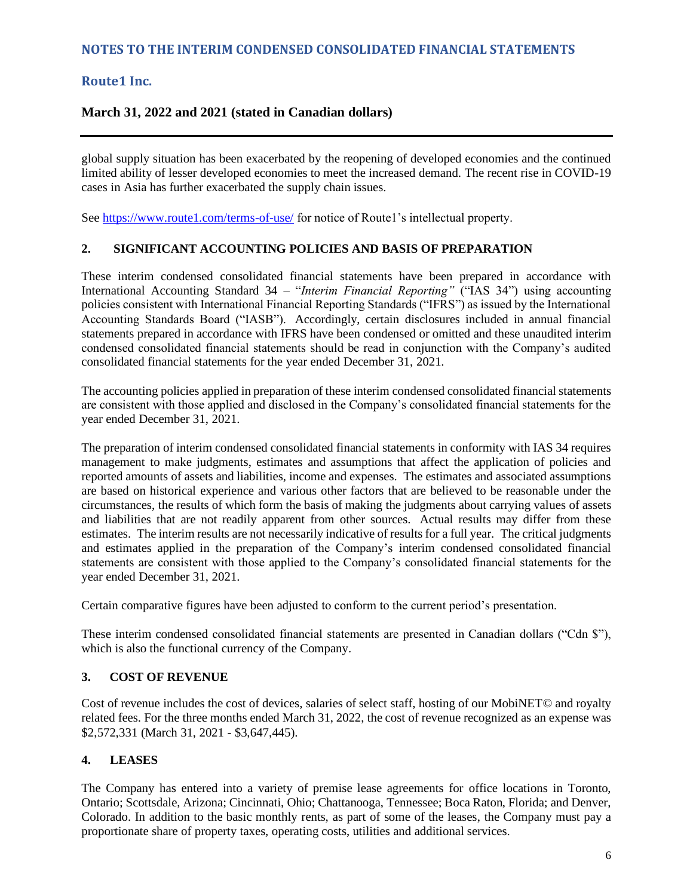global supply situation has been exacerbated by the reopening of developed economies and the continued limited ability of lesser developed economies to meet the increased demand. The recent rise in COVID-19 cases in Asia has further exacerbated the supply chain issues.

See https://www.route1.com/terms-of-use/ for notice of Route1's intellectual property.

## 2. SIGNIFICANT ACCOUNTING POLICIES AND BASIS OF PREPARATION

These interim condensed consolidated financial statements have been prepared in accordance with International Accounting Standard 34 – "*Interim Financial Reporting"* ("IAS 34") using accounting policies consistent with International Financial Reporting Standards ("IFRS") as issued by the International Accounting Standards Board ("IASB"). Accordingly, certain disclosures included in annual financial statements prepared in accordance with IFRS have been condensed or omitted and these unaudited interim condensed consolidated financial statements should be read in conjunction with the Company's audited consolidated financial statements for the year ended December 31, 2021.

The accounting policies applied in preparation of these interim condensed consolidated financial statements are consistent with those applied and disclosed in the Company's consolidated financial statements for the year ended December 31, 2021.

The preparation of interim condensed consolidated financial statements in conformity with IAS 34 requires management to make judgments, estimates and assumptions that affect the application of policies and reported amounts of assets and liabilities, income and expenses. The estimates and associated assumptions are based on historical experience and various other factors that are believed to be reasonable under the circumstances, the results of which form the basis of making the judgments about carrying values of assets and liabilities that are not readily apparent from other sources. Actual results may differ from these estimates. The interim results are not necessarily indicative of results for a full year. The critical judgments and estimates applied in the preparation of the Company's interim condensed consolidated financial statements are consistent with those applied to the Company's consolidated financial statements for the year ended December 31, 2021.

Certain comparative figures have been adjusted to conform to the current period's presentation.

These interim condensed consolidated financial statements are presented in Canadian dollars ("Cdn $"), which is also the functional currency of the Company.

## 3. COST OF REVENUE

Cost of revenue includes the cost of devices, salaries of select staff, hosting of our MobiNET© and royalty related fees. For the three months ended March 31, 2022, the cost of revenue recognized as an expense was $2,572,331 (March 31, 2021 - $3,647,445).

## 4. LEASES

The Company has entered into a variety of premise lease agreements for office locations in Toronto, Ontario; Scottsdale, Arizona; Cincinnati, Ohio; Chattanooga, Tennessee; Boca Raton, Florida; and Denver, Colorado. In addition to the basic monthly rents, as part of some of the leases, the Company must pay a proportionate share of property taxes, operating costs, utilities and additional services.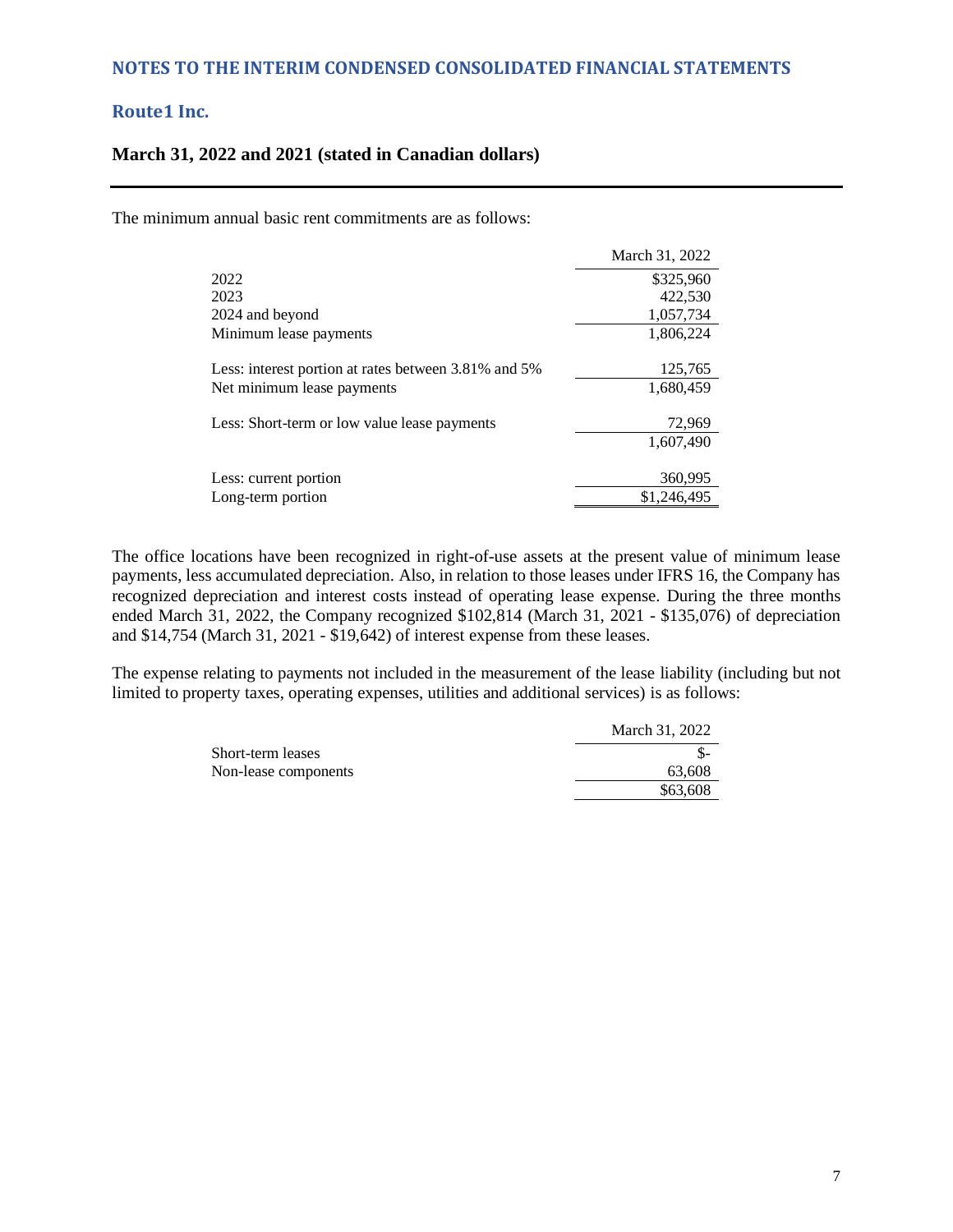The minimum annual basic rent commitments are as follows:

| | March 31, 2022 |
|---|---|
| 2022 | $325,960 |
| 2023 | 422,530 |
| 2024 and beyond | 1,057,734 |
| Minimum lease payments | 1,806,224 |
| | |
| Less: interest portion at rates between 3.81% and 5% | 125,765 |
| Net minimum lease payments | 1,680,459 |
| | |
| Less: Short-term or low value lease payments | 72,969 |
| | 1,607,490 |
| | |
| Less: current portion | 360,995 |
| Long-term portion | $1,246,495 |

The office locations have been recognized in right-of-use assets at the present value of minimum lease payments, less accumulated depreciation. Also, in relation to those leases under IFRS 16, the Company has recognized depreciation and interest costs instead of operating lease expense. During the three months ended March 31, 2022, the Company recognized $102,814 (March 31, 2021 - $135,076) of depreciation and $14,754 (March 31, 2021 - $19,642) of interest expense from these leases.

The expense relating to payments not included in the measurement of the lease liability (including but not limited to property taxes, operating expenses, utilities and additional services) is as follows:

| | March 31, 2022 |
|---|---|
| Short-term leases | $- |
| Non-lease components | 63,608 |
| | $63,608 |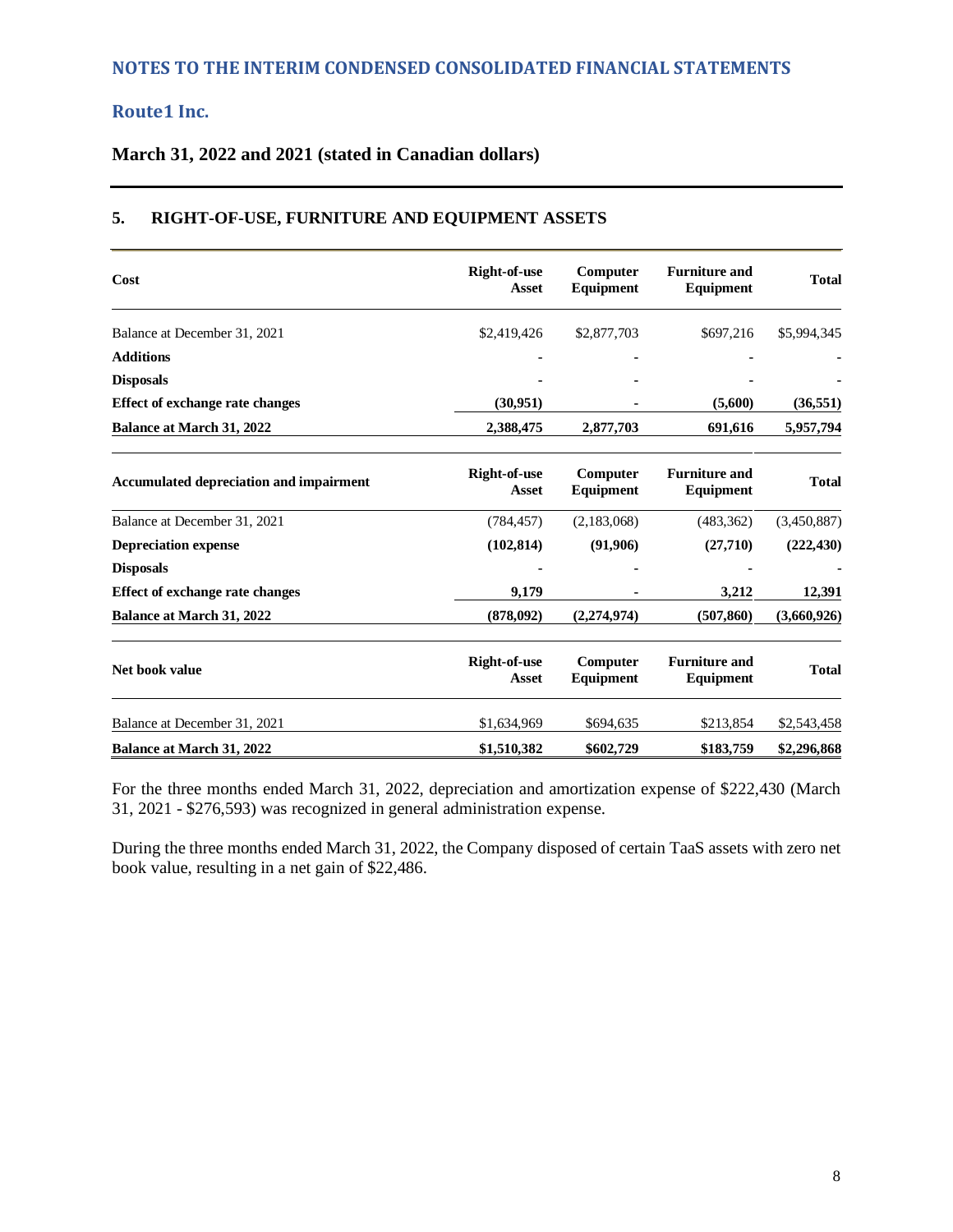## NOTES TO THE INTERIM CONDENSED CONSOLIDATED FINANCIAL STATEMENTS

## Route1 Inc.

### March 31, 2022 and 2021 (stated in Canadian dollars)

### 5. RIGHT-OF-USE, FURNITURE AND EQUIPMENT ASSETS

| Cost | Right-of-use Asset | Computer Equipment | Furniture and Equipment | Total |
|---|---|---|---|---|
| Balance at December 31, 2021 | $2,419,426 | $2,877,703 | $697,216 | $5,994,345 |
| **Additions** | **-** | **-** | **-** | **-** |
| **Disposals** | **-** | **-** | **-** | **-** |
| **Effect of exchange rate changes** | **(30,951)** | **-** | **(5,600)** | **(36,551)** |
| **Balance at March 31, 2022** | **2,388,475** | **2,877,703** | **691,616** | **5,957,794** |

| Accumulated depreciation and impairment | Right-of-use Asset | Computer Equipment | Furniture and Equipment | Total |
|---|---|---|---|---|
| Balance at December 31, 2021 | (784,457) | (2,183,068) | (483,362) | (3,450,887) |
| **Depreciation expense** | **(102,814)** | **(91,906)** | **(27,710)** | **(222,430)** |
| **Disposals** | **-** | **-** | **-** | **-** |
| **Effect of exchange rate changes** | **9,179** | **-** | **3,212** | **12,391** |
| **Balance at March 31, 2022** | **(878,092)** | **(2,274,974)** | **(507,860)** | **(3,660,926)** |

| Net book value | Right-of-use Asset | Computer Equipment | Furniture and Equipment | Total |
|---|---|---|---|---|
| Balance at December 31, 2021 | $1,634,969 | $694,635 | $213,854 | $2,543,458 |
| **Balance at March 31, 2022** | **$1,510,382** | **$602,729** | **$183,759** | **$2,296,868** |

For the three months ended March 31, 2022, depreciation and amortization expense of $222,430 (March 31, 2021 - $276,593) was recognized in general administration expense.

During the three months ended March 31, 2022, the Company disposed of certain TaaS assets with zero net book value, resulting in a net gain of $22,486.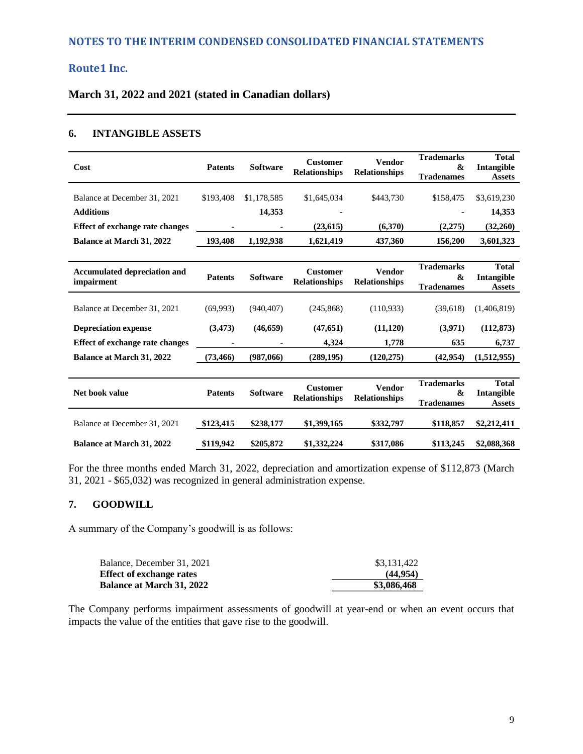# NOTES TO THE INTERIM CONDENSED CONSOLIDATED FINANCIAL STATEMENTS

## Route1 Inc.

### March 31, 2022 and 2021 (stated in Canadian dollars)

### 6. INTANGIBLE ASSETS

| Cost | Patents | Software | Customer Relationships | Vendor Relationships | Trademarks & Tradenames | Total Intangible Assets |
|---|---|---|---|---|---|---|
| Balance at December 31, 2021 | $193,408 | $1,178,585 | $1,645,034 | $443,730 | $158,475 | $3,619,230 |
| **Additions** | | **14,353** | **-** | | **-** | **14,353** |
| **Effect of exchange rate changes** | **-** | **-** | **(23,615)** | **(6,370)** | **(2,275)** | **(32,260)** |
| **Balance at March 31, 2022** | **193,408** | **1,192,938** | **1,621,419** | **437,360** | **156,200** | **3,601,323** |

| Accumulated depreciation and impairment | Patents | Software | Customer Relationships | Vendor Relationships | Trademarks & Tradenames | Total Intangible Assets |
|---|---|---|---|---|---|---|
| Balance at December 31, 2021 | (69,993) | (940,407) | (245,868) | (110,933) | (39,618) | (1,406,819) |
| **Depreciation expense** | **(3,473)** | **(46,659)** | **(47,651)** | **(11,120)** | **(3,971)** | **(112,873)** |
| **Effect of exchange rate changes** | **-** | **-** | **4,324** | **1,778** | **635** | **6,737** |
| **Balance at March 31, 2022** | **(73,466)** | **(987,066)** | **(289,195)** | **(120,275)** | **(42,954)** | **(1,512,955)** |

| Net book value | Patents | Software | Customer Relationships | Vendor Relationships | Trademarks & Tradenames | Total Intangible Assets |
|---|---|---|---|---|---|---|
| Balance at December 31, 2021 | **$123,415** | **$238,177** | **$1,399,165** | **$332,797** | **$118,857** | **$2,212,411** |
| **Balance at March 31, 2022** | **$119,942** | **$205,872** | **$1,332,224** | **$317,086** | **$113,245** | **$2,088,368** |

For the three months ended March 31, 2022, depreciation and amortization expense of $112,873 (March 31, 2021 - $65,032) was recognized in general administration expense.

### 7. GOODWILL

A summary of the Company's goodwill is as follows:

| | |
|---|---|
| Balance, December 31, 2021 | $3,131,422 |
| **Effect of exchange rates** | **(44,954)** |
| **Balance at March 31, 2022** | **$3,086,468** |

The Company performs impairment assessments of goodwill at year-end or when an event occurs that impacts the value of the entities that gave rise to the goodwill.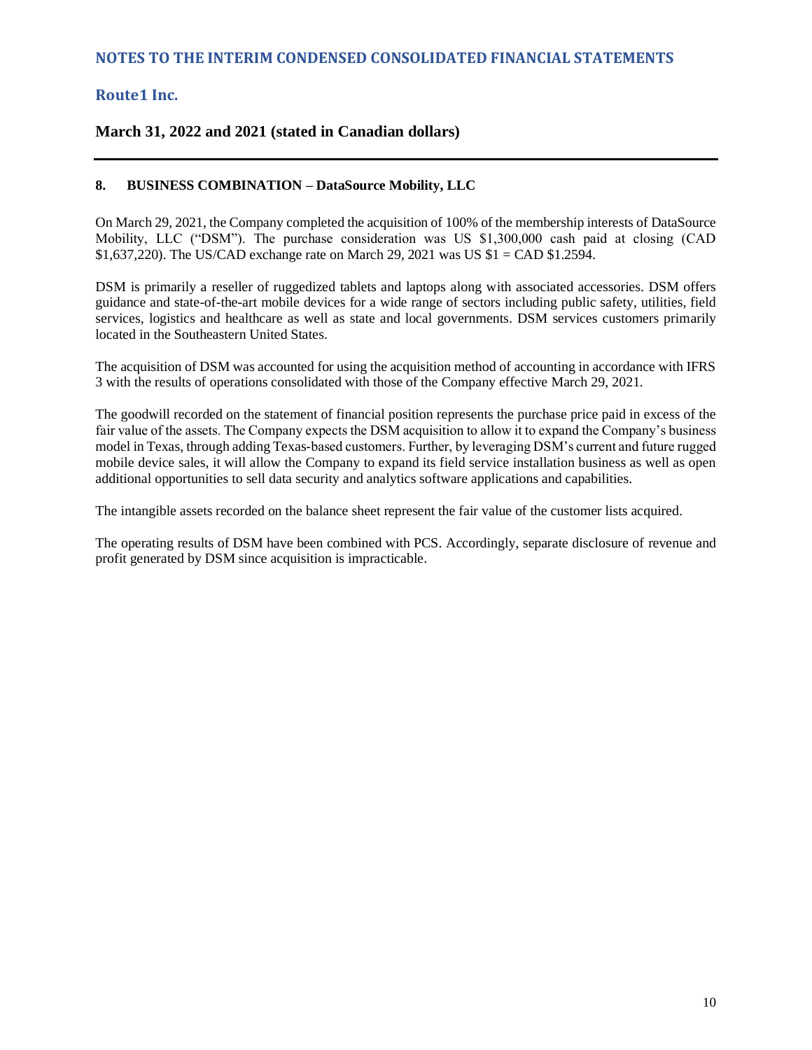## 8. BUSINESS COMBINATION – DataSource Mobility, LLC

On March 29, 2021, the Company completed the acquisition of 100% of the membership interests of DataSource Mobility, LLC ("DSM"). The purchase consideration was US $1,300,000 cash paid at closing (CAD $1,637,220). The US/CAD exchange rate on March 29, 2021 was US $1 = CAD $1.2594.

DSM is primarily a reseller of ruggedized tablets and laptops along with associated accessories. DSM offers guidance and state-of-the-art mobile devices for a wide range of sectors including public safety, utilities, field services, logistics and healthcare as well as state and local governments. DSM services customers primarily located in the Southeastern United States.

The acquisition of DSM was accounted for using the acquisition method of accounting in accordance with IFRS 3 with the results of operations consolidated with those of the Company effective March 29, 2021.

The goodwill recorded on the statement of financial position represents the purchase price paid in excess of the fair value of the assets. The Company expects the DSM acquisition to allow it to expand the Company's business model in Texas, through adding Texas-based customers. Further, by leveraging DSM's current and future rugged mobile device sales, it will allow the Company to expand its field service installation business as well as open additional opportunities to sell data security and analytics software applications and capabilities.

The intangible assets recorded on the balance sheet represent the fair value of the customer lists acquired.

The operating results of DSM have been combined with PCS. Accordingly, separate disclosure of revenue and profit generated by DSM since acquisition is impracticable.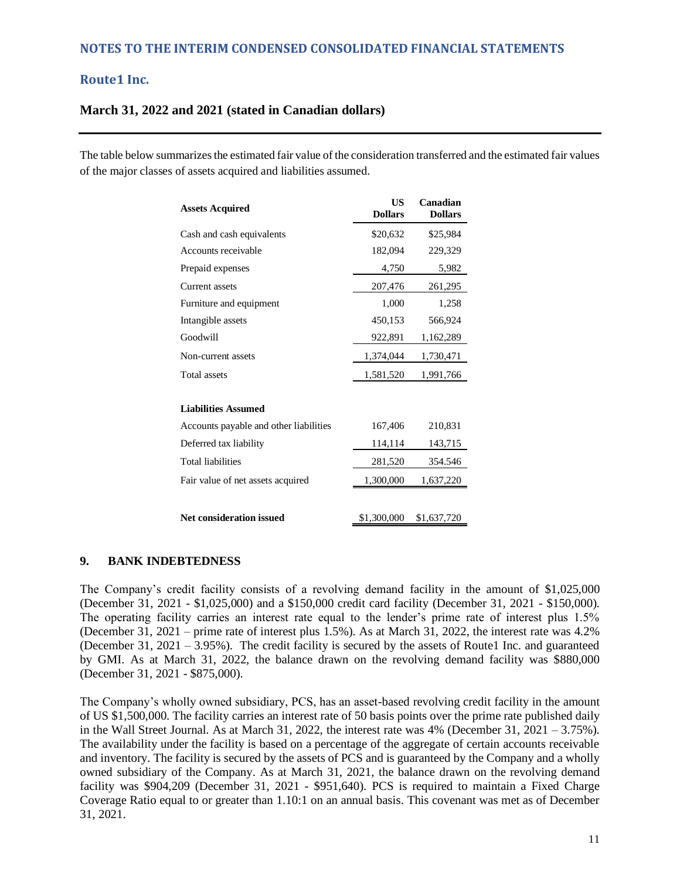The table below summarizes the estimated fair value of the consideration transferred and the estimated fair values of the major classes of assets acquired and liabilities assumed.

| Assets Acquired | US Dollars | Canadian Dollars |
|---|---|---|
| Cash and cash equivalents | $20,632 | $25,984 |
| Accounts receivable | 182,094 | 229,329 |
| Prepaid expenses | 4,750 | 5,982 |
| Current assets | 207,476 | 261,295 |
| Furniture and equipment | 1,000 | 1,258 |
| Intangible assets | 450,153 | 566,924 |
| Goodwill | 922,891 | 1,162,289 |
| Non-current assets | 1,374,044 | 1,730,471 |
| Total assets | 1,581,520 | 1,991,766 |
| | | |
| **Liabilities Assumed** | | |
| Accounts payable and other liabilities | 167,406 | 210,831 |
| Deferred tax liability | 114,114 | 143,715 |
| Total liabilities | 281,520 | 354.546 |
| Fair value of net assets acquired | 1,300,000 | 1,637,220 |
| | | |
| **Net consideration issued** | $1,300,000 | $1,637,720 |

## 9. BANK INDEBTEDNESS

The Company's credit facility consists of a revolving demand facility in the amount of $1,025,000 (December 31, 2021 - $1,025,000) and a $150,000 credit card facility (December 31, 2021 - $150,000). The operating facility carries an interest rate equal to the lender's prime rate of interest plus 1.5% (December 31, 2021 – prime rate of interest plus 1.5%). As at March 31, 2022, the interest rate was 4.2% (December 31, 2021 – 3.95%). The credit facility is secured by the assets of Route1 Inc. and guaranteed by GMI. As at March 31, 2022, the balance drawn on the revolving demand facility was $880,000 (December 31, 2021 - $875,000).

The Company's wholly owned subsidiary, PCS, has an asset-based revolving credit facility in the amount of US $1,500,000. The facility carries an interest rate of 50 basis points over the prime rate published daily in the Wall Street Journal. As at March 31, 2022, the interest rate was 4% (December 31, 2021 – 3.75%). The availability under the facility is based on a percentage of the aggregate of certain accounts receivable and inventory. The facility is secured by the assets of PCS and is guaranteed by the Company and a wholly owned subsidiary of the Company. As at March 31, 2021, the balance drawn on the revolving demand facility was $904,209 (December 31, 2021 - $951,640). PCS is required to maintain a Fixed Charge Coverage Ratio equal to or greater than 1.10:1 on an annual basis. This covenant was met as of December 31, 2021.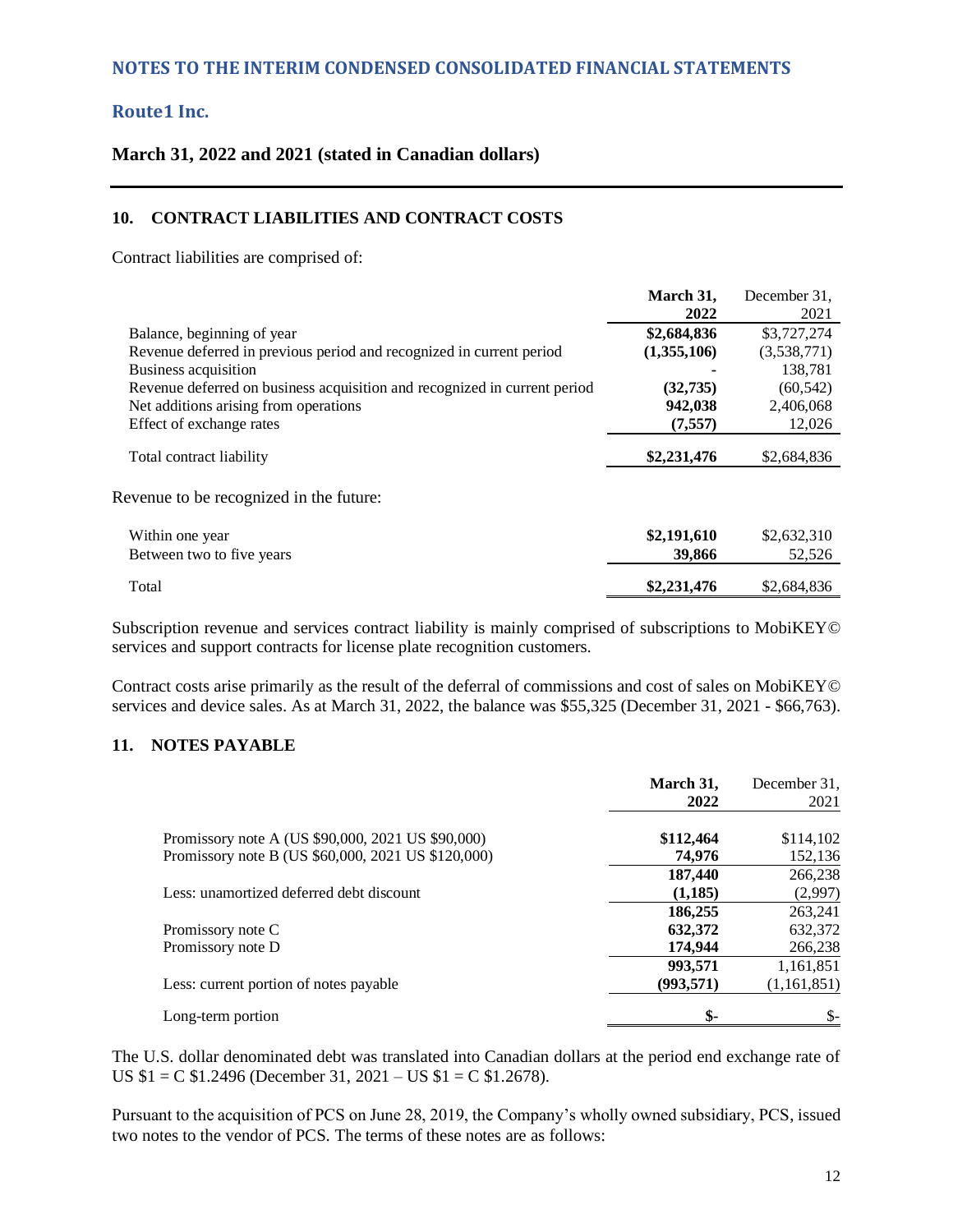# NOTES TO THE INTERIM CONDENSED CONSOLIDATED FINANCIAL STATEMENTS

## Route1 Inc.

### March 31, 2022 and 2021 (stated in Canadian dollars)

### 10. CONTRACT LIABILITIES AND CONTRACT COSTS

Contract liabilities are comprised of:

| | **March 31, 2022** | December 31, 2021 |
|---|---|---|
| Balance, beginning of year | **$2,684,836** | $3,727,274 |
| Revenue deferred in previous period and recognized in current period | **(1,355,106)** | (3,538,771) |
| Business acquisition | **-** | 138,781 |
| Revenue deferred on business acquisition and recognized in current period | **(32,735)** | (60,542) |
| Net additions arising from operations | **942,038** | 2,406,068 |
| Effect of exchange rates | **(7,557)** | 12,026 |
| Total contract liability | **$2,231,476** | $2,684,836 |

Revenue to be recognized in the future:

| | **March 31, 2022** | December 31, 2021 |
|---|---|---|
| Within one year | **$2,191,610** | $2,632,310 |
| Between two to five years | **39,866** | 52,526 |
| Total | **$2,231,476** | $2,684,836 |

Subscription revenue and services contract liability is mainly comprised of subscriptions to MobiKEY© services and support contracts for license plate recognition customers.

Contract costs arise primarily as the result of the deferral of commissions and cost of sales on MobiKEY© services and device sales. As at March 31, 2022, the balance was $55,325 (December 31, 2021 - $66,763).

### 11. NOTES PAYABLE

| | **March 31, 2022** | December 31, 2021 |
|---|---|---|
| Promissory note A (US $90,000, 2021 US $90,000) | **$112,464** | $114,102 |
| Promissory note B (US $60,000, 2021 US $120,000) | **74,976** | 152,136 |
| | **187,440** | 266,238 |
| Less: unamortized deferred debt discount | **(1,185)** | (2,997) |
| | **186,255** | 263,241 |
| Promissory note C | **632,372** | 632,372 |
| Promissory note D | **174,944** | 266,238 |
| | **993,571** | 1,161,851 |
| Less: current portion of notes payable | **(993,571)** | (1,161,851) |
| Long-term portion | **$-** | $- |

The U.S. dollar denominated debt was translated into Canadian dollars at the period end exchange rate of US $1 = C $1.2496 (December 31, 2021 – US $1 = C $1.2678).

Pursuant to the acquisition of PCS on June 28, 2019, the Company's wholly owned subsidiary, PCS, issued two notes to the vendor of PCS. The terms of these notes are as follows: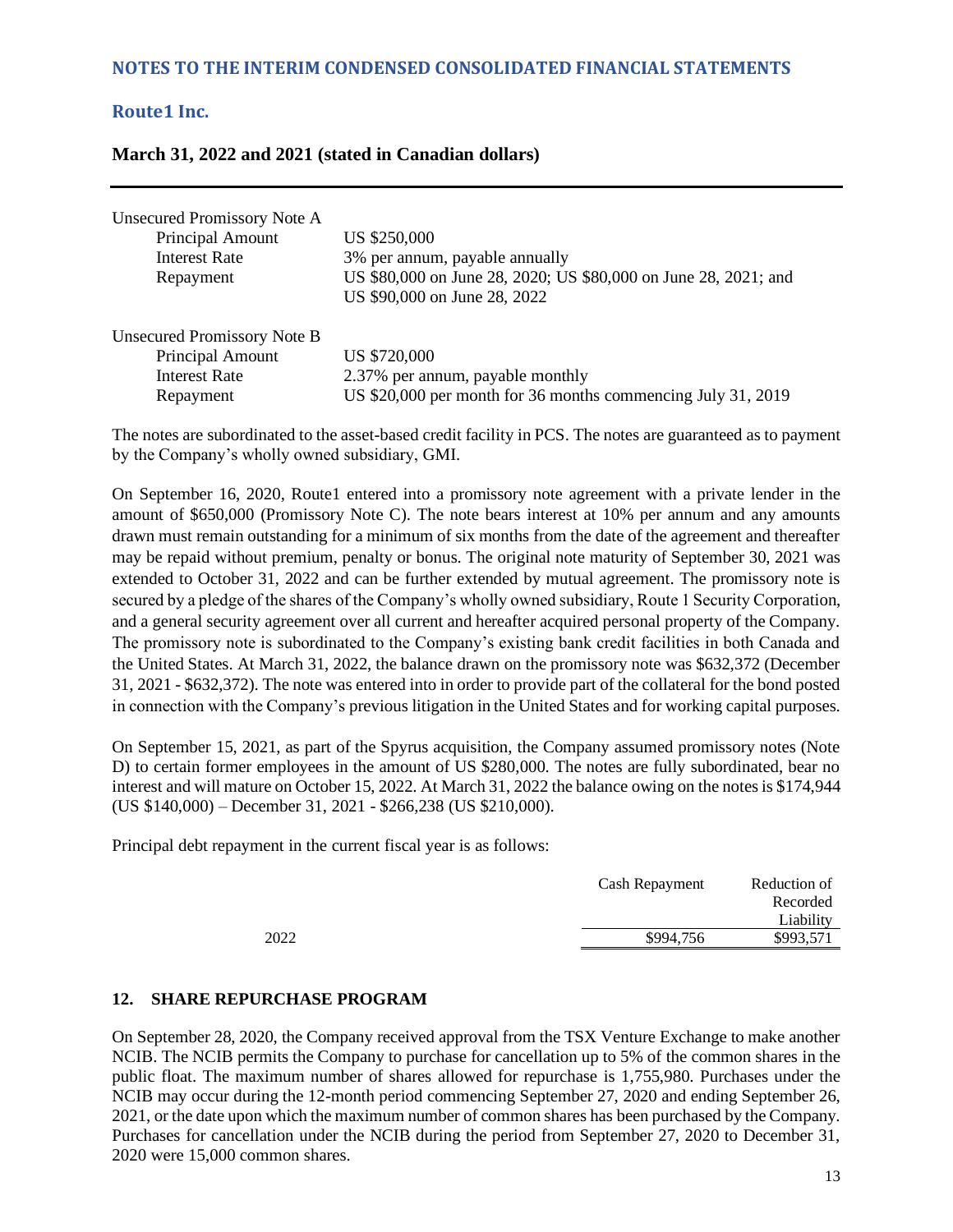Unsecured Promissory Note A

| | |
|---|---|
| Principal Amount | US $250,000 |
| Interest Rate | 3% per annum, payable annually |
| Repayment | US $80,000 on June 28, 2020; US $80,000 on June 28, 2021; and US $90,000 on June 28, 2022 |

Unsecured Promissory Note B

| | |
|---|---|
| Principal Amount | US $720,000 |
| Interest Rate | 2.37% per annum, payable monthly |
| Repayment | US $20,000 per month for 36 months commencing July 31, 2019 |

The notes are subordinated to the asset-based credit facility in PCS. The notes are guaranteed as to payment by the Company's wholly owned subsidiary, GMI.

On September 16, 2020, Route1 entered into a promissory note agreement with a private lender in the amount of $650,000 (Promissory Note C). The note bears interest at 10% per annum and any amounts drawn must remain outstanding for a minimum of six months from the date of the agreement and thereafter may be repaid without premium, penalty or bonus. The original note maturity of September 30, 2021 was extended to October 31, 2022 and can be further extended by mutual agreement. The promissory note is secured by a pledge of the shares of the Company's wholly owned subsidiary, Route 1 Security Corporation, and a general security agreement over all current and hereafter acquired personal property of the Company. The promissory note is subordinated to the Company's existing bank credit facilities in both Canada and the United States. At March 31, 2022, the balance drawn on the promissory note was $632,372 (December 31, 2021 - $632,372). The note was entered into in order to provide part of the collateral for the bond posted in connection with the Company's previous litigation in the United States and for working capital purposes.

On September 15, 2021, as part of the Spyrus acquisition, the Company assumed promissory notes (Note D) to certain former employees in the amount of US $280,000. The notes are fully subordinated, bear no interest and will mature on October 15, 2022. At March 31, 2022 the balance owing on the notes is $174,944 (US $140,000) – December 31, 2021 - $266,238 (US $210,000).

Principal debt repayment in the current fiscal year is as follows:

| | Cash Repayment | Reduction of Recorded Liability |
|---|---|---|
| 2022 | $994,756 | $993,571 |

## 12. SHARE REPURCHASE PROGRAM

On September 28, 2020, the Company received approval from the TSX Venture Exchange to make another NCIB. The NCIB permits the Company to purchase for cancellation up to 5% of the common shares in the public float. The maximum number of shares allowed for repurchase is 1,755,980. Purchases under the NCIB may occur during the 12-month period commencing September 27, 2020 and ending September 26, 2021, or the date upon which the maximum number of common shares has been purchased by the Company. Purchases for cancellation under the NCIB during the period from September 27, 2020 to December 31, 2020 were 15,000 common shares.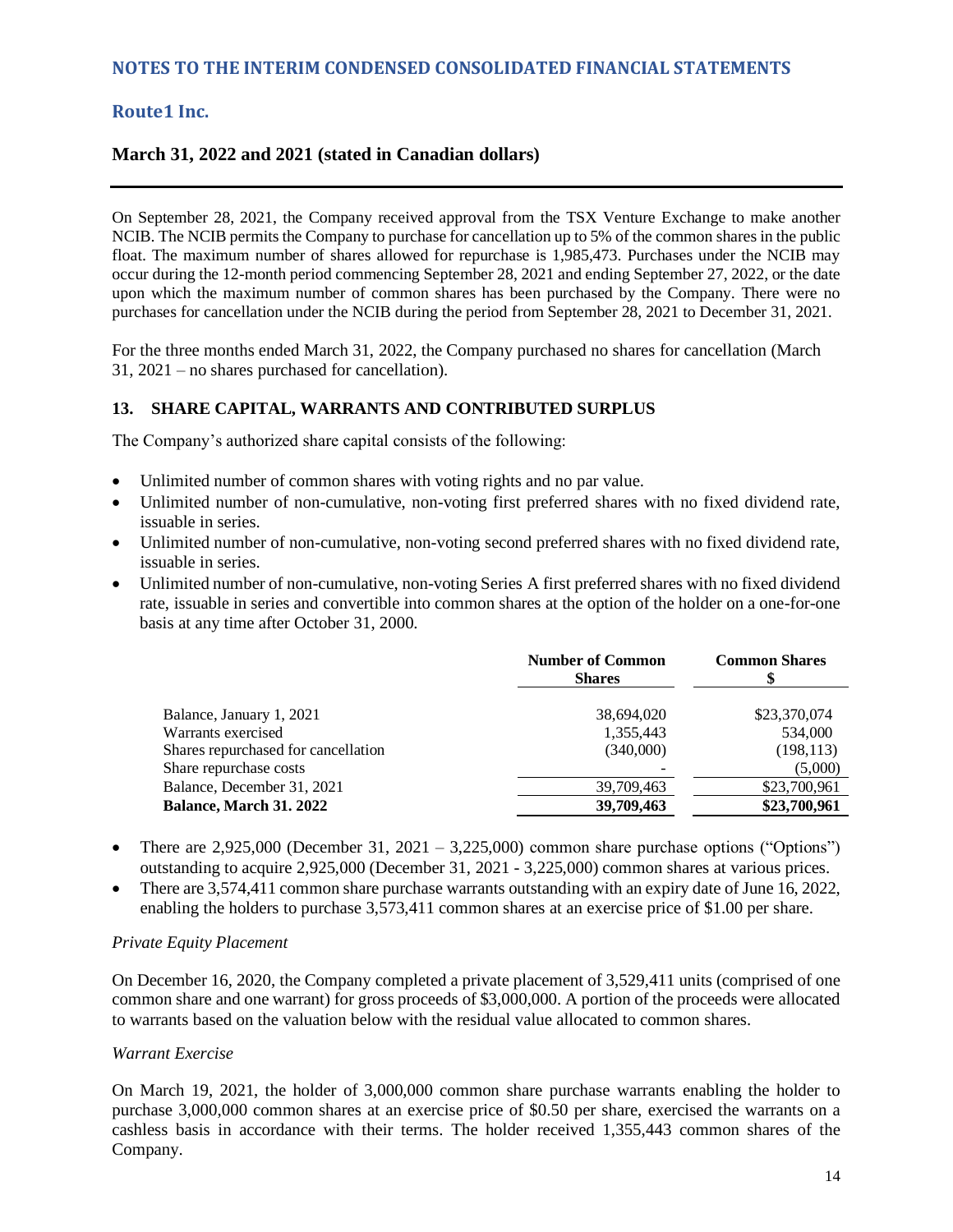On September 28, 2021, the Company received approval from the TSX Venture Exchange to make another NCIB. The NCIB permits the Company to purchase for cancellation up to 5% of the common shares in the public float. The maximum number of shares allowed for repurchase is 1,985,473. Purchases under the NCIB may occur during the 12-month period commencing September 28, 2021 and ending September 27, 2022, or the date upon which the maximum number of common shares has been purchased by the Company. There were no purchases for cancellation under the NCIB during the period from September 28, 2021 to December 31, 2021.

For the three months ended March 31, 2022, the Company purchased no shares for cancellation (March 31, 2021 – no shares purchased for cancellation).

### 13. SHARE CAPITAL, WARRANTS AND CONTRIBUTED SURPLUS

The Company's authorized share capital consists of the following:

- Unlimited number of common shares with voting rights and no par value.
- Unlimited number of non-cumulative, non-voting first preferred shares with no fixed dividend rate, issuable in series.
- Unlimited number of non-cumulative, non-voting second preferred shares with no fixed dividend rate, issuable in series.
- Unlimited number of non-cumulative, non-voting Series A first preferred shares with no fixed dividend rate, issuable in series and convertible into common shares at the option of the holder on a one-for-one basis at any time after October 31, 2000.

| | Number of Common Shares | Common Shares $ |
|---|---|---|
| Balance, January 1, 2021 | 38,694,020 | $23,370,074 |
| Warrants exercised | 1,355,443 | 534,000 |
| Shares repurchased for cancellation | (340,000) | (198,113) |
| Share repurchase costs | - | (5,000) |
| Balance, December 31, 2021 | 39,709,463 | $23,700,961 |
| **Balance, March 31. 2022** | **39,709,463** | **$23,700,961** |

- There are 2,925,000 (December 31, 2021 – 3,225,000) common share purchase options ("Options") outstanding to acquire 2,925,000 (December 31, 2021 - 3,225,000) common shares at various prices.
- There are 3,574,411 common share purchase warrants outstanding with an expiry date of June 16, 2022, enabling the holders to purchase 3,573,411 common shares at an exercise price of $1.00 per share.

*Private Equity Placement*

On December 16, 2020, the Company completed a private placement of 3,529,411 units (comprised of one common share and one warrant) for gross proceeds of $3,000,000. A portion of the proceeds were allocated to warrants based on the valuation below with the residual value allocated to common shares.

*Warrant Exercise*

On March 19, 2021, the holder of 3,000,000 common share purchase warrants enabling the holder to purchase 3,000,000 common shares at an exercise price of $0.50 per share, exercised the warrants on a cashless basis in accordance with their terms. The holder received 1,355,443 common shares of the Company.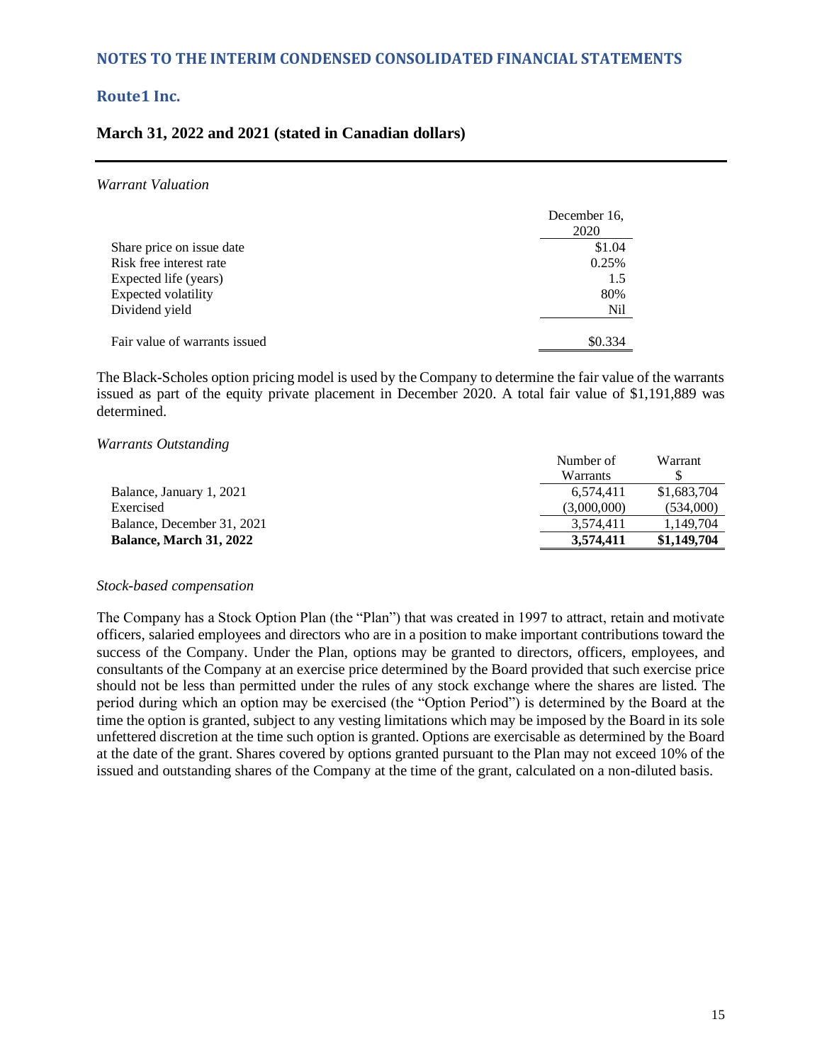*Warrant Valuation*

| | December 16, 2020 |
|---|---|
| Share price on issue date | $1.04 |
| Risk free interest rate | 0.25% |
| Expected life (years) | 1.5 |
| Expected volatility | 80% |
| Dividend yield | Nil |
| Fair value of warrants issued | $0.334 |

The Black-Scholes option pricing model is used by the Company to determine the fair value of the warrants issued as part of the equity private placement in December 2020. A total fair value of $1,191,889 was determined.

*Warrants Outstanding*

| | Number of Warrants | Warrant $ |
|---|---|---|
| Balance, January 1, 2021 | 6,574,411 | $1,683,704 |
| Exercised | (3,000,000) | (534,000) |
| Balance, December 31, 2021 | 3,574,411 | 1,149,704 |
| **Balance, March 31, 2022** | **3,574,411** | **$1,149,704** |

*Stock-based compensation*

The Company has a Stock Option Plan (the "Plan") that was created in 1997 to attract, retain and motivate officers, salaried employees and directors who are in a position to make important contributions toward the success of the Company. Under the Plan, options may be granted to directors, officers, employees, and consultants of the Company at an exercise price determined by the Board provided that such exercise price should not be less than permitted under the rules of any stock exchange where the shares are listed. The period during which an option may be exercised (the "Option Period") is determined by the Board at the time the option is granted, subject to any vesting limitations which may be imposed by the Board in its sole unfettered discretion at the time such option is granted. Options are exercisable as determined by the Board at the date of the grant. Shares covered by options granted pursuant to the Plan may not exceed 10% of the issued and outstanding shares of the Company at the time of the grant, calculated on a non-diluted basis.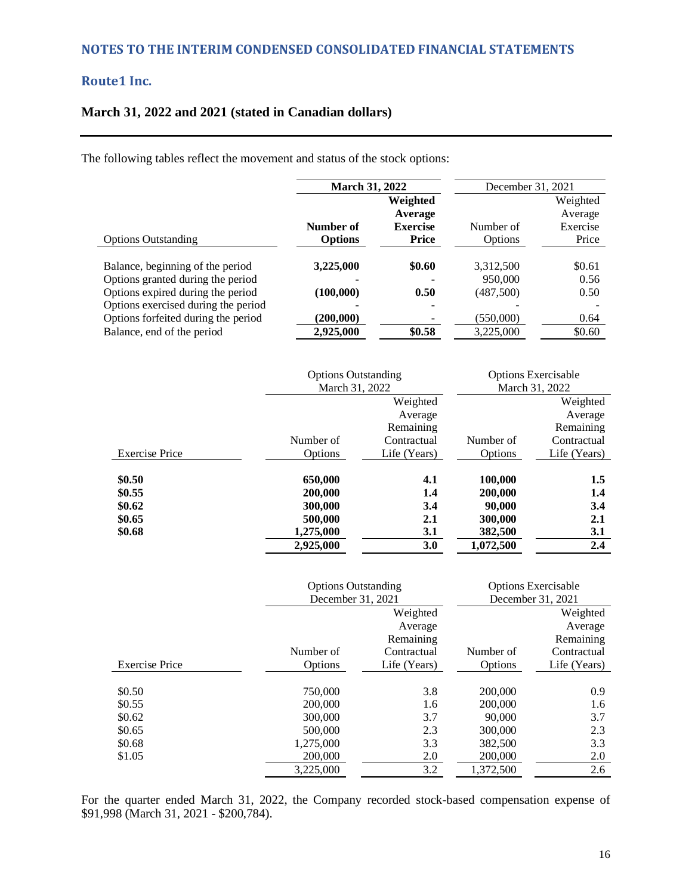The following tables reflect the movement and status of the stock options:

| Options Outstanding | March 31, 2022 | | December 31, 2021 | |
|---|---|---|---|---|
| | **Number of Options** | **Weighted Average Exercise Price** | Number of Options | Weighted Average Exercise Price |
| Balance, beginning of the period | **3,225,000** | **$0.60** | 3,312,500 | $0.61 |
| Options granted during the period | **-** | **-** | 950,000 | 0.56 |
| Options expired during the period | **(100,000)** | **0.50** | (487,500) | 0.50 |
| Options exercised during the period | **-** | **-** | - | - |
| Options forfeited during the period | **(200,000)** | **-** | (550,000) | 0.64 |
| Balance, end of the period | **2,925,000** | **$0.58** | 3,225,000 | $0.60 |

| Exercise Price | Options Outstanding March 31, 2022 | | Options Exercisable March 31, 2022 | |
|---|---|---|---|---|
| | Number of Options | Weighted Average Remaining Contractual Life (Years) | Number of Options | Weighted Average Remaining Contractual Life (Years) |
| **$0.50** | **650,000** | **4.1** | **100,000** | **1.5** |
| **$0.55** | **200,000** | **1.4** | **200,000** | **1.4** |
| **$0.62** | **300,000** | **3.4** | **90,000** | **3.4** |
| **$0.65** | **500,000** | **2.1** | **300,000** | **2.1** |
| **$0.68** | **1,275,000** | **3.1** | **382,500** | **3.1** |
| | **2,925,000** | **3.0** | **1,072,500** | **2.4** |

| Exercise Price | Options Outstanding December 31, 2021 | | Options Exercisable December 31, 2021 | |
|---|---|---|---|---|
| | Number of Options | Weighted Average Remaining Contractual Life (Years) | Number of Options | Weighted Average Remaining Contractual Life (Years) |
| $0.50 | 750,000 | 3.8 | 200,000 | 0.9 |
| $0.55 | 200,000 | 1.6 | 200,000 | 1.6 |
| $0.62 | 300,000 | 3.7 | 90,000 | 3.7 |
| $0.65 | 500,000 | 2.3 | 300,000 | 2.3 |
| $0.68 | 1,275,000 | 3.3 | 382,500 | 3.3 |
| $1.05 | 200,000 | 2.0 | 200,000 | 2.0 |
| | 3,225,000 | 3.2 | 1,372,500 | 2.6 |

For the quarter ended March 31, 2022, the Company recorded stock-based compensation expense of $91,998 (March 31, 2021 - $200,784).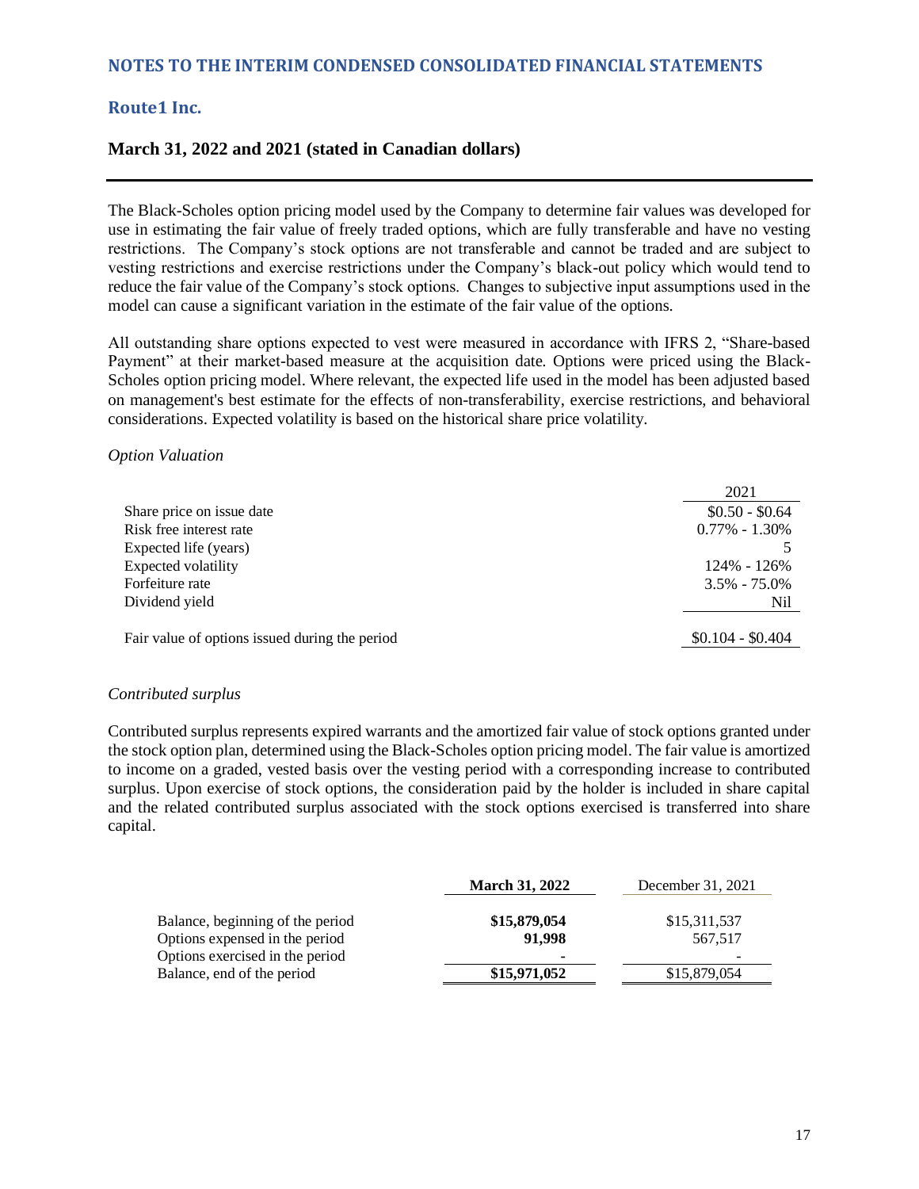The Black-Scholes option pricing model used by the Company to determine fair values was developed for use in estimating the fair value of freely traded options, which are fully transferable and have no vesting restrictions. The Company's stock options are not transferable and cannot be traded and are subject to vesting restrictions and exercise restrictions under the Company's black-out policy which would tend to reduce the fair value of the Company's stock options. Changes to subjective input assumptions used in the model can cause a significant variation in the estimate of the fair value of the options.

All outstanding share options expected to vest were measured in accordance with IFRS 2, "Share-based Payment" at their market-based measure at the acquisition date. Options were priced using the Black-Scholes option pricing model. Where relevant, the expected life used in the model has been adjusted based on management's best estimate for the effects of non-transferability, exercise restrictions, and behavioral considerations. Expected volatility is based on the historical share price volatility.

*Option Valuation*

| | 2021 |
|---|---|
| Share price on issue date | $0.50 - $0.64 |
| Risk free interest rate | 0.77% - 1.30% |
| Expected life (years) | 5 |
| Expected volatility | 124% - 126% |
| Forfeiture rate | 3.5% - 75.0% |
| Dividend yield | Nil |
| Fair value of options issued during the period | $0.104 - $0.404 |

*Contributed surplus*

Contributed surplus represents expired warrants and the amortized fair value of stock options granted under the stock option plan, determined using the Black-Scholes option pricing model. The fair value is amortized to income on a graded, vested basis over the vesting period with a corresponding increase to contributed surplus. Upon exercise of stock options, the consideration paid by the holder is included in share capital and the related contributed surplus associated with the stock options exercised is transferred into share capital.

| | **March 31, 2022** | December 31, 2021 |
|---|---|---|
| Balance, beginning of the period | **$15,879,054** | $15,311,537 |
| Options expensed in the period | **91,998** | 567,517 |
| Options exercised in the period | **-** | - |
| Balance, end of the period | **$15,971,052** | $15,879,054 |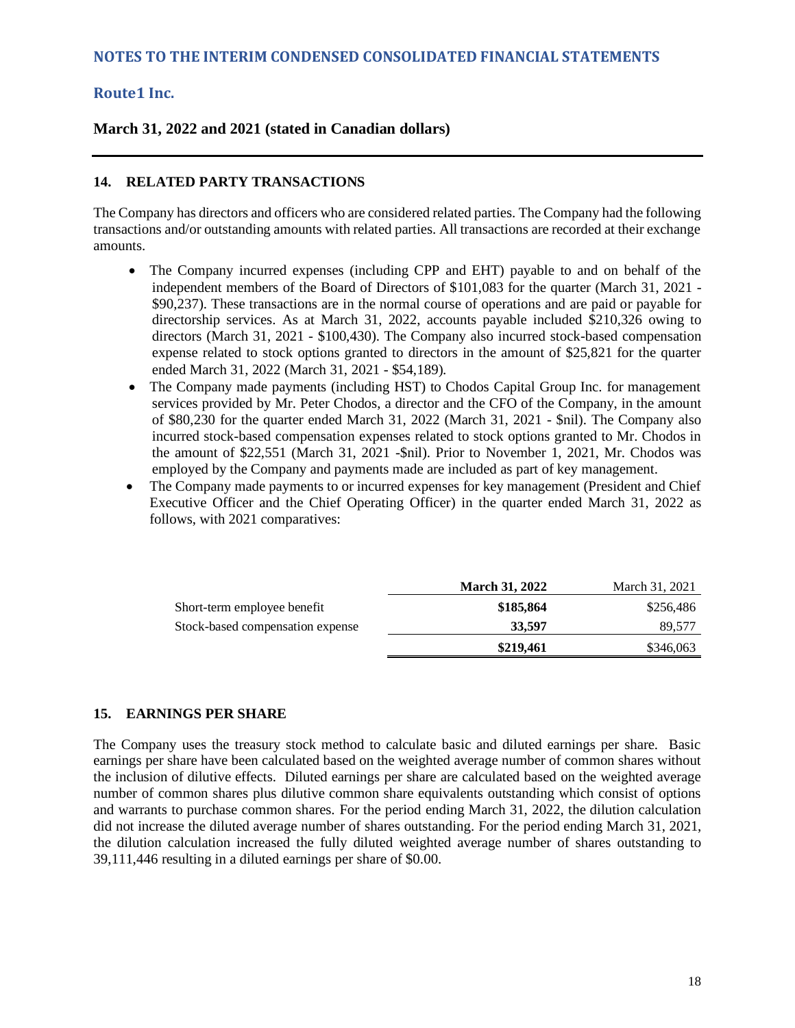## 14. RELATED PARTY TRANSACTIONS

The Company has directors and officers who are considered related parties. The Company had the following transactions and/or outstanding amounts with related parties. All transactions are recorded at their exchange amounts.

- The Company incurred expenses (including CPP and EHT) payable to and on behalf of the independent members of the Board of Directors of $101,083 for the quarter (March 31, 2021 - $90,237). These transactions are in the normal course of operations and are paid or payable for directorship services. As at March 31, 2022, accounts payable included $210,326 owing to directors (March 31, 2021 - $100,430). The Company also incurred stock-based compensation expense related to stock options granted to directors in the amount of $25,821 for the quarter ended March 31, 2022 (March 31, 2021 - $54,189).
- The Company made payments (including HST) to Chodos Capital Group Inc. for management services provided by Mr. Peter Chodos, a director and the CFO of the Company, in the amount of $80,230 for the quarter ended March 31, 2022 (March 31, 2021 - $nil). The Company also incurred stock-based compensation expenses related to stock options granted to Mr. Chodos in the amount of $22,551 (March 31, 2021 -$nil). Prior to November 1, 2021, Mr. Chodos was employed by the Company and payments made are included as part of key management.
- The Company made payments to or incurred expenses for key management (President and Chief Executive Officer and the Chief Operating Officer) in the quarter ended March 31, 2022 as follows, with 2021 comparatives:

| | **March 31, 2022** | March 31, 2021 |
|---|---|---|
| Short-term employee benefit | **$185,864** | $256,486 |
| Stock-based compensation expense | **33,597** | 89,577 |
| | **$219,461** | $346,063 |

## 15. EARNINGS PER SHARE

The Company uses the treasury stock method to calculate basic and diluted earnings per share. Basic earnings per share have been calculated based on the weighted average number of common shares without the inclusion of dilutive effects. Diluted earnings per share are calculated based on the weighted average number of common shares plus dilutive common share equivalents outstanding which consist of options and warrants to purchase common shares. For the period ending March 31, 2022, the dilution calculation did not increase the diluted average number of shares outstanding. For the period ending March 31, 2021, the dilution calculation increased the fully diluted weighted average number of shares outstanding to 39,111,446 resulting in a diluted earnings per share of $0.00.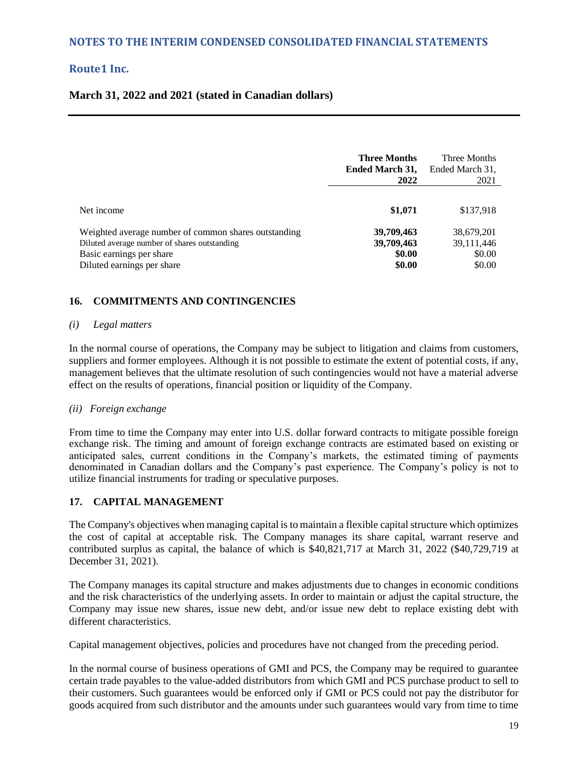| | Three Months Ended March 31, 2022 | Three Months Ended March 31, 2021 |
|---|---|---|
| Net income | **$1,071** | $137,918 |
| Weighted average number of common shares outstanding | **39,709,463** | 38,679,201 |
| Diluted average number of shares outstanding | **39,709,463** | 39,111,446 |
| Basic earnings per share | **$0.00** | $0.00 |
| Diluted earnings per share | **$0.00** | $0.00 |

## 16. COMMITMENTS AND CONTINGENCIES

*(i) Legal matters*

In the normal course of operations, the Company may be subject to litigation and claims from customers, suppliers and former employees. Although it is not possible to estimate the extent of potential costs, if any, management believes that the ultimate resolution of such contingencies would not have a material adverse effect on the results of operations, financial position or liquidity of the Company.

*(ii) Foreign exchange*

From time to time the Company may enter into U.S. dollar forward contracts to mitigate possible foreign exchange risk. The timing and amount of foreign exchange contracts are estimated based on existing or anticipated sales, current conditions in the Company's markets, the estimated timing of payments denominated in Canadian dollars and the Company's past experience. The Company's policy is not to utilize financial instruments for trading or speculative purposes.

## 17. CAPITAL MANAGEMENT

The Company's objectives when managing capital is to maintain a flexible capital structure which optimizes the cost of capital at acceptable risk. The Company manages its share capital, warrant reserve and contributed surplus as capital, the balance of which is $40,821,717 at March 31, 2022 ($40,729,719 at December 31, 2021).

The Company manages its capital structure and makes adjustments due to changes in economic conditions and the risk characteristics of the underlying assets. In order to maintain or adjust the capital structure, the Company may issue new shares, issue new debt, and/or issue new debt to replace existing debt with different characteristics.

Capital management objectives, policies and procedures have not changed from the preceding period.

In the normal course of business operations of GMI and PCS, the Company may be required to guarantee certain trade payables to the value-added distributors from which GMI and PCS purchase product to sell to their customers. Such guarantees would be enforced only if GMI or PCS could not pay the distributor for goods acquired from such distributor and the amounts under such guarantees would vary from time to time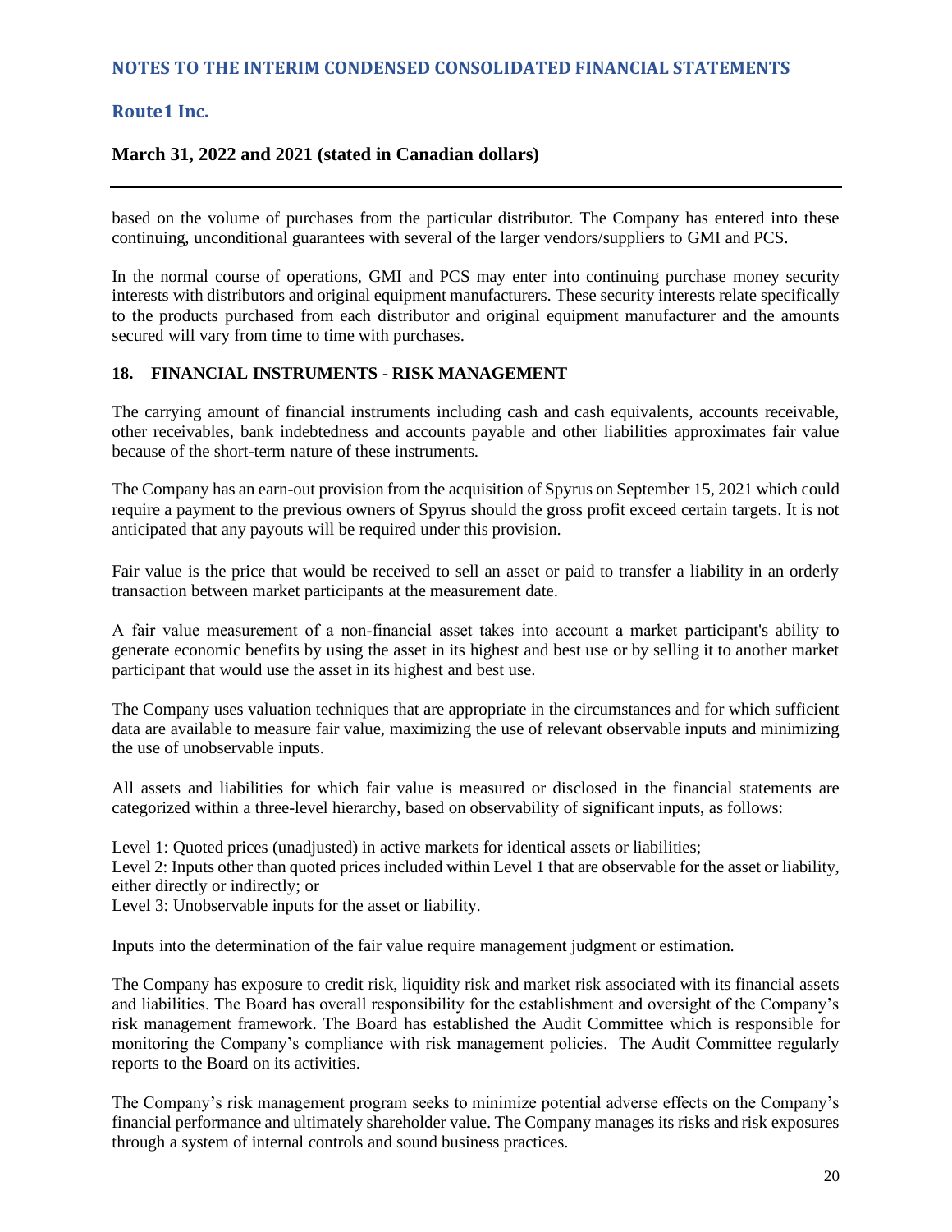based on the volume of purchases from the particular distributor. The Company has entered into these continuing, unconditional guarantees with several of the larger vendors/suppliers to GMI and PCS.

In the normal course of operations, GMI and PCS may enter into continuing purchase money security interests with distributors and original equipment manufacturers. These security interests relate specifically to the products purchased from each distributor and original equipment manufacturer and the amounts secured will vary from time to time with purchases.

## 18. FINANCIAL INSTRUMENTS - RISK MANAGEMENT

The carrying amount of financial instruments including cash and cash equivalents, accounts receivable, other receivables, bank indebtedness and accounts payable and other liabilities approximates fair value because of the short-term nature of these instruments.

The Company has an earn-out provision from the acquisition of Spyrus on September 15, 2021 which could require a payment to the previous owners of Spyrus should the gross profit exceed certain targets. It is not anticipated that any payouts will be required under this provision.

Fair value is the price that would be received to sell an asset or paid to transfer a liability in an orderly transaction between market participants at the measurement date.

A fair value measurement of a non-financial asset takes into account a market participant's ability to generate economic benefits by using the asset in its highest and best use or by selling it to another market participant that would use the asset in its highest and best use.

The Company uses valuation techniques that are appropriate in the circumstances and for which sufficient data are available to measure fair value, maximizing the use of relevant observable inputs and minimizing the use of unobservable inputs.

All assets and liabilities for which fair value is measured or disclosed in the financial statements are categorized within a three-level hierarchy, based on observability of significant inputs, as follows:

Level 1: Quoted prices (unadjusted) in active markets for identical assets or liabilities;
Level 2: Inputs other than quoted prices included within Level 1 that are observable for the asset or liability, either directly or indirectly; or
Level 3: Unobservable inputs for the asset or liability.

Inputs into the determination of the fair value require management judgment or estimation.

The Company has exposure to credit risk, liquidity risk and market risk associated with its financial assets and liabilities. The Board has overall responsibility for the establishment and oversight of the Company's risk management framework. The Board has established the Audit Committee which is responsible for monitoring the Company's compliance with risk management policies. The Audit Committee regularly reports to the Board on its activities.

The Company's risk management program seeks to minimize potential adverse effects on the Company's financial performance and ultimately shareholder value. The Company manages its risks and risk exposures through a system of internal controls and sound business practices.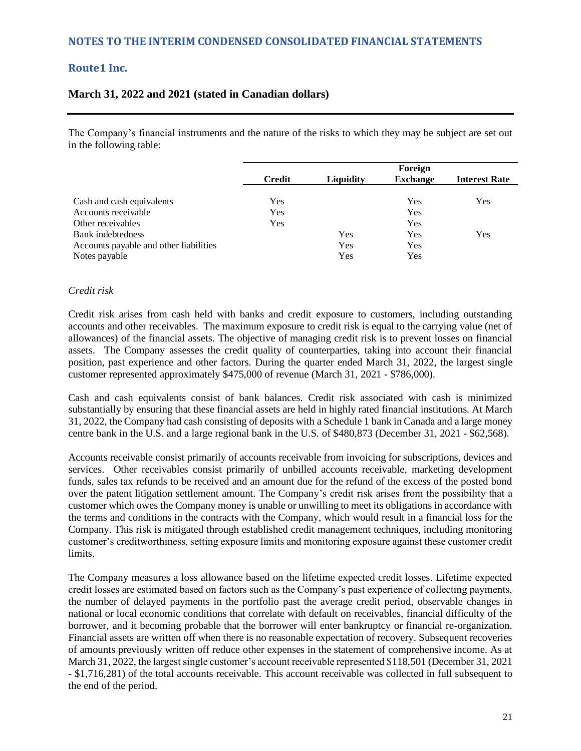The Company's financial instruments and the nature of the risks to which they may be subject are set out in the following table:

| | Credit | Liquidity | Foreign Exchange | Interest Rate |
|---|---|---|---|---|
| Cash and cash equivalents | Yes | | Yes | Yes |
| Accounts receivable | Yes | | Yes | |
| Other receivables | Yes | | Yes | |
| Bank indebtedness | | Yes | Yes | Yes |
| Accounts payable and other liabilities | | Yes | Yes | |
| Notes payable | | Yes | Yes | |

*Credit risk*

Credit risk arises from cash held with banks and credit exposure to customers, including outstanding accounts and other receivables. The maximum exposure to credit risk is equal to the carrying value (net of allowances) of the financial assets. The objective of managing credit risk is to prevent losses on financial assets. The Company assesses the credit quality of counterparties, taking into account their financial position, past experience and other factors. During the quarter ended March 31, 2022, the largest single customer represented approximately $475,000 of revenue (March 31, 2021 - $786,000).

Cash and cash equivalents consist of bank balances. Credit risk associated with cash is minimized substantially by ensuring that these financial assets are held in highly rated financial institutions. At March 31, 2022, the Company had cash consisting of deposits with a Schedule 1 bank in Canada and a large money centre bank in the U.S. and a large regional bank in the U.S. of $480,873 (December 31, 2021 - $62,568).

Accounts receivable consist primarily of accounts receivable from invoicing for subscriptions, devices and services. Other receivables consist primarily of unbilled accounts receivable, marketing development funds, sales tax refunds to be received and an amount due for the refund of the excess of the posted bond over the patent litigation settlement amount. The Company's credit risk arises from the possibility that a customer which owes the Company money is unable or unwilling to meet its obligations in accordance with the terms and conditions in the contracts with the Company, which would result in a financial loss for the Company. This risk is mitigated through established credit management techniques, including monitoring customer's creditworthiness, setting exposure limits and monitoring exposure against these customer credit limits.

The Company measures a loss allowance based on the lifetime expected credit losses. Lifetime expected credit losses are estimated based on factors such as the Company's past experience of collecting payments, the number of delayed payments in the portfolio past the average credit period, observable changes in national or local economic conditions that correlate with default on receivables, financial difficulty of the borrower, and it becoming probable that the borrower will enter bankruptcy or financial re-organization. Financial assets are written off when there is no reasonable expectation of recovery. Subsequent recoveries of amounts previously written off reduce other expenses in the statement of comprehensive income. As at March 31, 2022, the largest single customer's account receivable represented $118,501 (December 31, 2021 - $1,716,281) of the total accounts receivable. This account receivable was collected in full subsequent to the end of the period.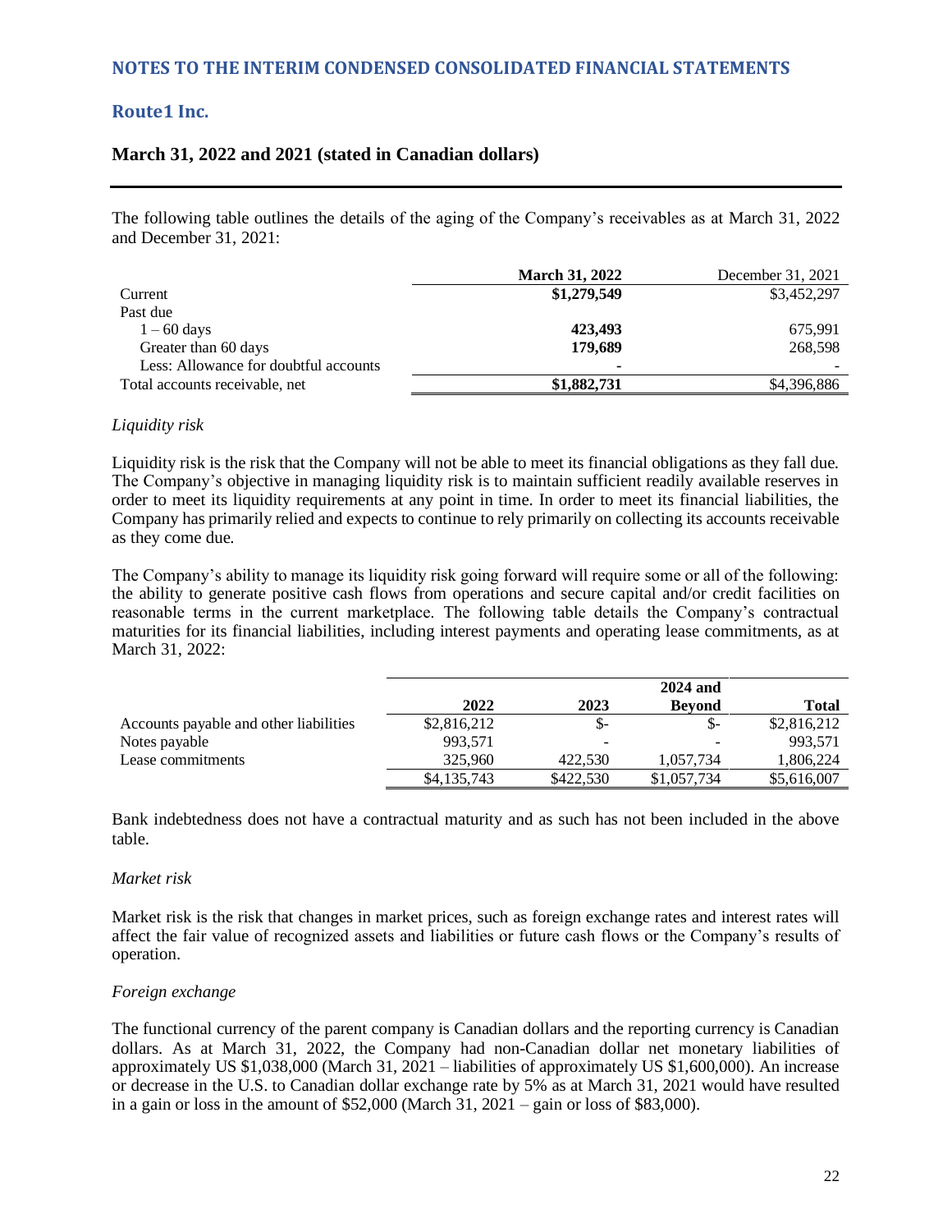The following table outlines the details of the aging of the Company's receivables as at March 31, 2022 and December 31, 2021:

| | **March 31, 2022** | December 31, 2021 |
|---|---|---|
| Current | **$1,279,549** | $3,452,297 |
| Past due | | |
| 1 – 60 days | **423,493** | 675,991 |
| Greater than 60 days | **179,689** | 268,598 |
| Less: Allowance for doubtful accounts | **-** | - |
| Total accounts receivable, net | **$1,882,731** | $4,396,886 |

*Liquidity risk*

Liquidity risk is the risk that the Company will not be able to meet its financial obligations as they fall due. The Company's objective in managing liquidity risk is to maintain sufficient readily available reserves in order to meet its liquidity requirements at any point in time. In order to meet its financial liabilities, the Company has primarily relied and expects to continue to rely primarily on collecting its accounts receivable as they come due.

The Company's ability to manage its liquidity risk going forward will require some or all of the following: the ability to generate positive cash flows from operations and secure capital and/or credit facilities on reasonable terms in the current marketplace. The following table details the Company's contractual maturities for its financial liabilities, including interest payments and operating lease commitments, as at March 31, 2022:

| | **2022** | **2023** | **2024 and Beyond** | **Total** |
|---|---|---|---|---|
| Accounts payable and other liabilities | $2,816,212 | $- | $- | $2,816,212 |
| Notes payable | 993,571 | - | - | 993,571 |
| Lease commitments | 325,960 | 422,530 | 1,057,734 | 1,806,224 |
| | $4,135,743 | $422,530 | $1,057,734 | $5,616,007 |

Bank indebtedness does not have a contractual maturity and as such has not been included in the above table.

*Market risk*

Market risk is the risk that changes in market prices, such as foreign exchange rates and interest rates will affect the fair value of recognized assets and liabilities or future cash flows or the Company's results of operation.

*Foreign exchange*

The functional currency of the parent company is Canadian dollars and the reporting currency is Canadian dollars. As at March 31, 2022, the Company had non-Canadian dollar net monetary liabilities of approximately US $1,038,000 (March 31, 2021 – liabilities of approximately US $1,600,000). An increase or decrease in the U.S. to Canadian dollar exchange rate by 5% as at March 31, 2021 would have resulted in a gain or loss in the amount of $52,000 (March 31, 2021 – gain or loss of $83,000).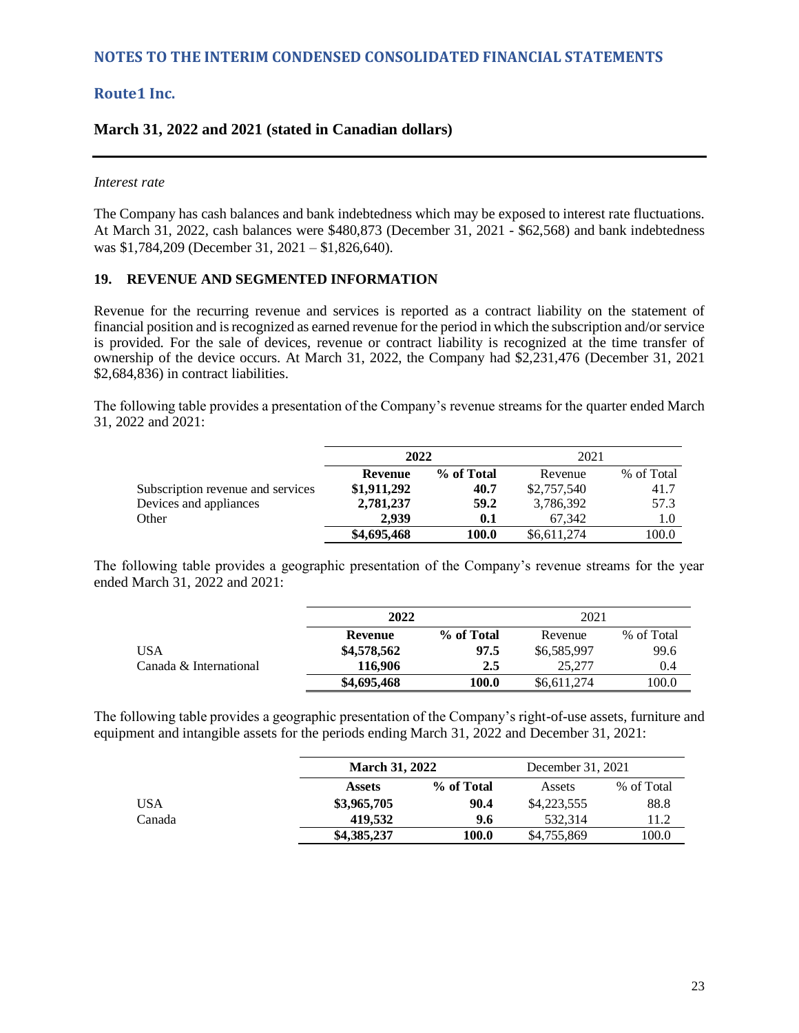*Interest rate*

The Company has cash balances and bank indebtedness which may be exposed to interest rate fluctuations. At March 31, 2022, cash balances were $480,873 (December 31, 2021 - $62,568) and bank indebtedness was $1,784,209 (December 31, 2021 – $1,826,640).

## 19. REVENUE AND SEGMENTED INFORMATION

Revenue for the recurring revenue and services is reported as a contract liability on the statement of financial position and is recognized as earned revenue for the period in which the subscription and/or service is provided. For the sale of devices, revenue or contract liability is recognized at the time transfer of ownership of the device occurs. At March 31, 2022, the Company had $2,231,476 (December 31, 2021 $2,684,836) in contract liabilities.

The following table provides a presentation of the Company's revenue streams for the quarter ended March 31, 2022 and 2021:

| | **2022** | | 2021 | |
|---|---|---|---|---|
| | **Revenue** | **% of Total** | Revenue | % of Total |
| Subscription revenue and services | **$1,911,292** | **40.7** | $2,757,540 | 41.7 |
| Devices and appliances | **2,781,237** | **59.2** | 3,786,392 | 57.3 |
| Other | **2,939** | **0.1** | 67,342 | 1.0 |
| | **$4,695,468** | **100.0** | $6,611,274 | 100.0 |

The following table provides a geographic presentation of the Company's revenue streams for the year ended March 31, 2022 and 2021:

| | **2022** | | 2021 | |
|---|---|---|---|---|
| | **Revenue** | **% of Total** | Revenue | % of Total |
| USA | **$4,578,562** | **97.5** | $6,585,997 | 99.6 |
| Canada & International | **116,906** | **2.5** | 25,277 | 0.4 |
| | **$4,695,468** | **100.0** | $6,611,274 | 100.0 |

The following table provides a geographic presentation of the Company's right-of-use assets, furniture and equipment and intangible assets for the periods ending March 31, 2022 and December 31, 2021:

| | **March 31, 2022** | | December 31, 2021 | |
|---|---|---|---|---|
| | **Assets** | **% of Total** | Assets | % of Total |
| USA | **$3,965,705** | **90.4** | $4,223,555 | 88.8 |
| Canada | **419,532** | **9.6** | 532,314 | 11.2 |
| | **$4,385,237** | **100.0** | $4,755,869 | 100.0 |